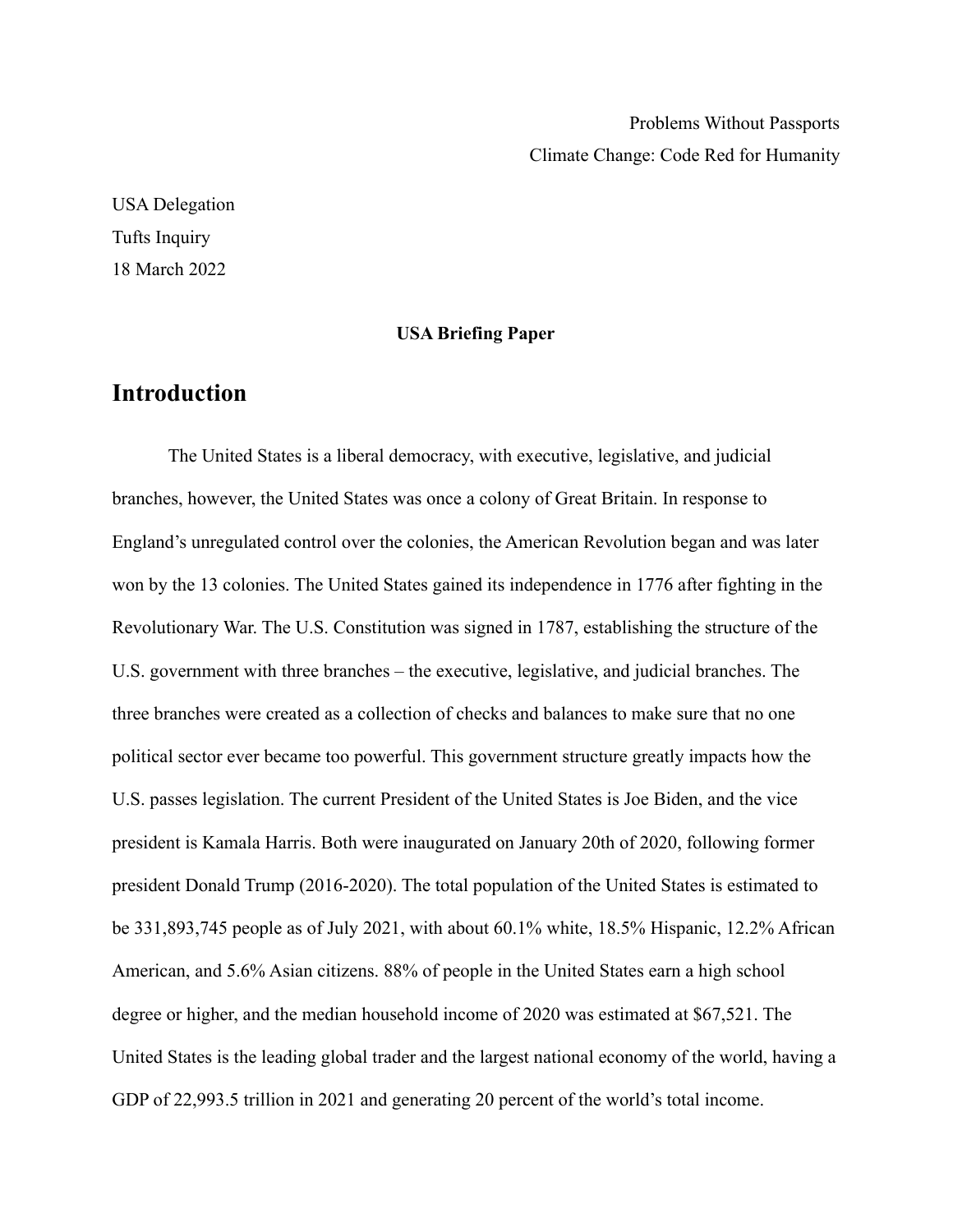Problems Without Passports

Climate Change: Code Red for Humanity

USA Delegation

Tufts Inquiry

18 March 2022

**USA Briefing Paper**

## Introduction

The United States is a liberal democracy, with executive, legislative, and judicial branches, however, the United States was once a colony of Great Britain. In response to England's unregulated control over the colonies, the American Revolution began and was later won by the 13 colonies. The United States gained its independence in 1776 after fighting in the Revolutionary War. The U.S. Constitution was signed in 1787, establishing the structure of the U.S. government with three branches – the executive, legislative, and judicial branches. The three branches were created as a collection of checks and balances to make sure that no one political sector ever became too powerful. This government structure greatly impacts how the U.S. passes legislation. The current President of the United States is Joe Biden, and the vice president is Kamala Harris. Both were inaugurated on January 20th of 2020, following former president Donald Trump (2016-2020). The total population of the United States is estimated to be 331,893,745 people as of July 2021, with about 60.1% white, 18.5% Hispanic, 12.2% African American, and 5.6% Asian citizens. 88% of people in the United States earn a high school degree or higher, and the median household income of 2020 was estimated at $67,521. The United States is the leading global trader and the largest national economy of the world, having a GDP of 22,993.5 trillion in 2021 and generating 20 percent of the world's total income.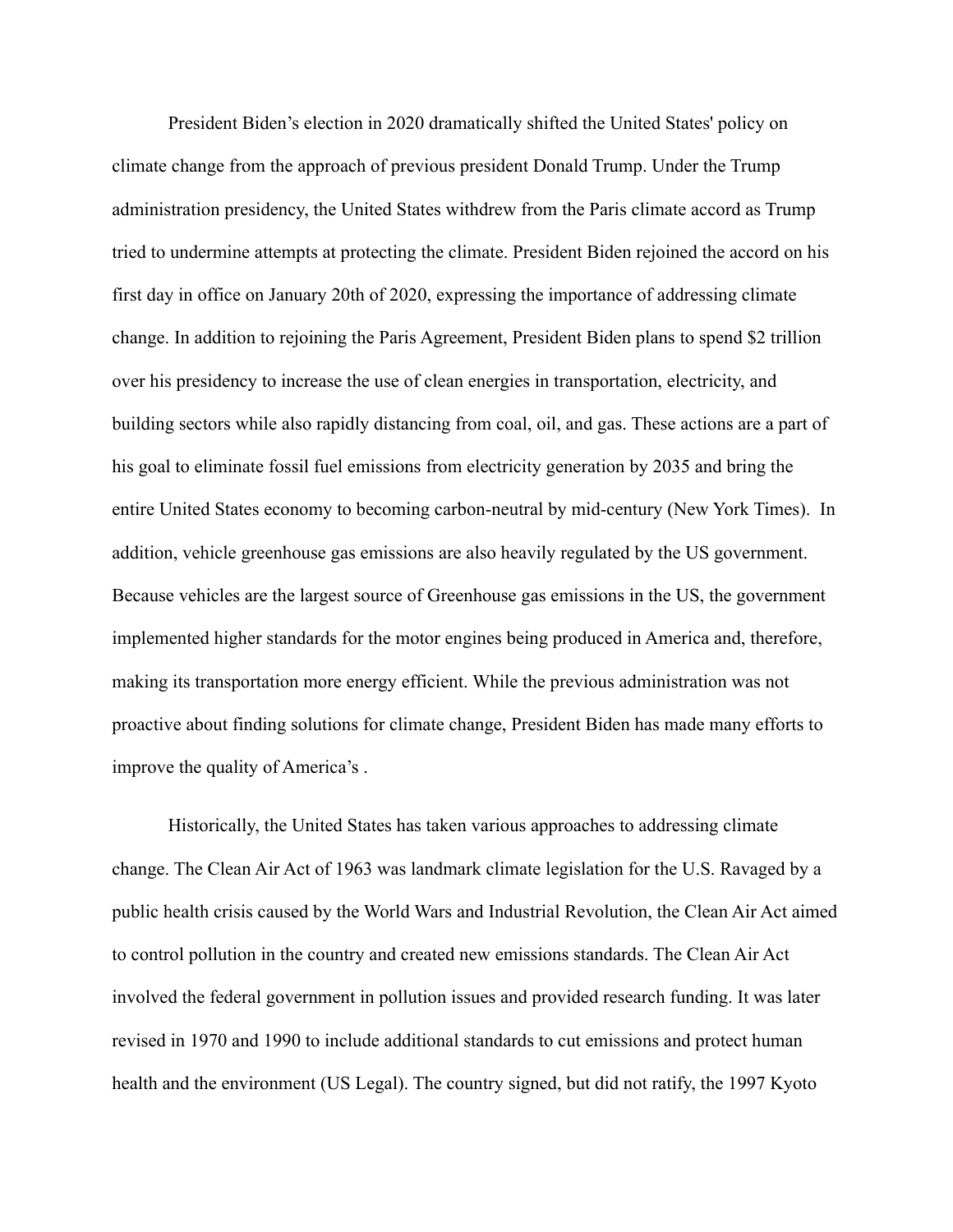President Biden's election in 2020 dramatically shifted the United States' policy on climate change from the approach of previous president Donald Trump. Under the Trump administration presidency, the United States withdrew from the Paris climate accord as Trump tried to undermine attempts at protecting the climate. President Biden rejoined the accord on his first day in office on January 20th of 2020, expressing the importance of addressing climate change. In addition to rejoining the Paris Agreement, President Biden plans to spend $2 trillion over his presidency to increase the use of clean energies in transportation, electricity, and building sectors while also rapidly distancing from coal, oil, and gas. These actions are a part of his goal to eliminate fossil fuel emissions from electricity generation by 2035 and bring the entire United States economy to becoming carbon-neutral by mid-century (New York Times). In addition, vehicle greenhouse gas emissions are also heavily regulated by the US government. Because vehicles are the largest source of Greenhouse gas emissions in the US, the government implemented higher standards for the motor engines being produced in America and, therefore, making its transportation more energy efficient. While the previous administration was not proactive about finding solutions for climate change, President Biden has made many efforts to improve the quality of America's .

Historically, the United States has taken various approaches to addressing climate change. The Clean Air Act of 1963 was landmark climate legislation for the U.S. Ravaged by a public health crisis caused by the World Wars and Industrial Revolution, the Clean Air Act aimed to control pollution in the country and created new emissions standards. The Clean Air Act involved the federal government in pollution issues and provided research funding. It was later revised in 1970 and 1990 to include additional standards to cut emissions and protect human health and the environment (US Legal). The country signed, but did not ratify, the 1997 Kyoto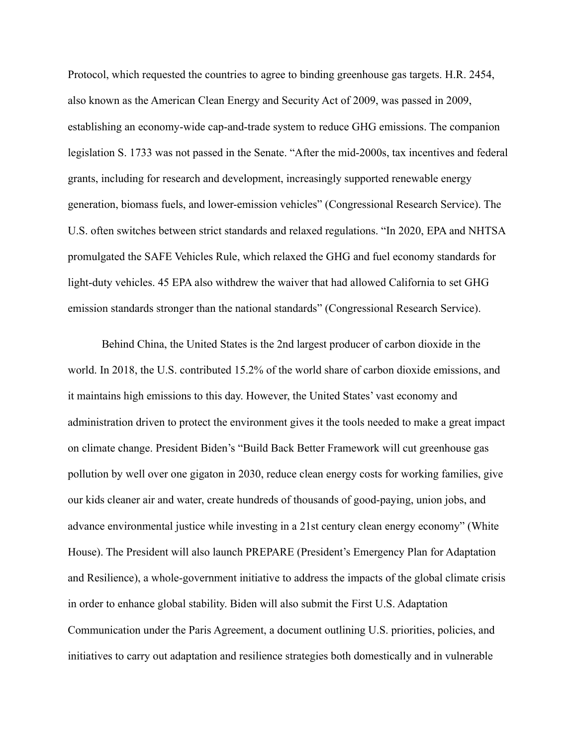Protocol, which requested the countries to agree to binding greenhouse gas targets. H.R. 2454, also known as the American Clean Energy and Security Act of 2009, was passed in 2009, establishing an economy-wide cap-and-trade system to reduce GHG emissions. The companion legislation S. 1733 was not passed in the Senate. "After the mid-2000s, tax incentives and federal grants, including for research and development, increasingly supported renewable energy generation, biomass fuels, and lower-emission vehicles" (Congressional Research Service). The U.S. often switches between strict standards and relaxed regulations. "In 2020, EPA and NHTSA promulgated the SAFE Vehicles Rule, which relaxed the GHG and fuel economy standards for light-duty vehicles. 45 EPA also withdrew the waiver that had allowed California to set GHG emission standards stronger than the national standards" (Congressional Research Service).

Behind China, the United States is the 2nd largest producer of carbon dioxide in the world. In 2018, the U.S. contributed 15.2% of the world share of carbon dioxide emissions, and it maintains high emissions to this day. However, the United States' vast economy and administration driven to protect the environment gives it the tools needed to make a great impact on climate change. President Biden's "Build Back Better Framework will cut greenhouse gas pollution by well over one gigaton in 2030, reduce clean energy costs for working families, give our kids cleaner air and water, create hundreds of thousands of good-paying, union jobs, and advance environmental justice while investing in a 21st century clean energy economy" (White House). The President will also launch PREPARE (President's Emergency Plan for Adaptation and Resilience), a whole-government initiative to address the impacts of the global climate crisis in order to enhance global stability. Biden will also submit the First U.S. Adaptation Communication under the Paris Agreement, a document outlining U.S. priorities, policies, and initiatives to carry out adaptation and resilience strategies both domestically and in vulnerable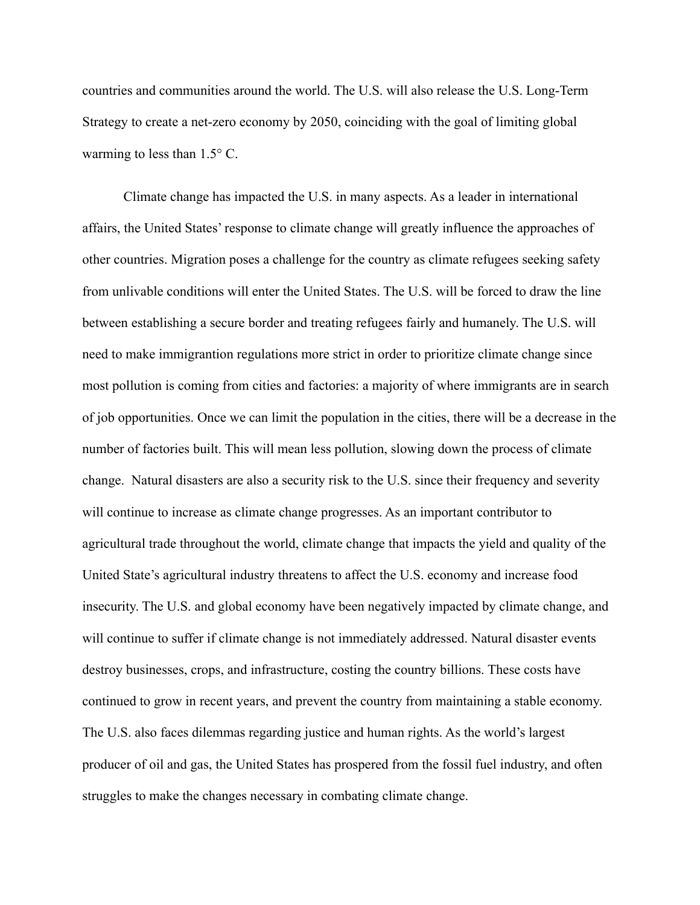countries and communities around the world. The U.S. will also release the U.S. Long-Term Strategy to create a net-zero economy by 2050, coinciding with the goal of limiting global warming to less than 1.5° C.

Climate change has impacted the U.S. in many aspects. As a leader in international affairs, the United States' response to climate change will greatly influence the approaches of other countries. Migration poses a challenge for the country as climate refugees seeking safety from unlivable conditions will enter the United States. The U.S. will be forced to draw the line between establishing a secure border and treating refugees fairly and humanely. The U.S. will need to make immigrantion regulations more strict in order to prioritize climate change since most pollution is coming from cities and factories: a majority of where immigrants are in search of job opportunities. Once we can limit the population in the cities, there will be a decrease in the number of factories built. This will mean less pollution, slowing down the process of climate change. Natural disasters are also a security risk to the U.S. since their frequency and severity will continue to increase as climate change progresses. As an important contributor to agricultural trade throughout the world, climate change that impacts the yield and quality of the United State's agricultural industry threatens to affect the U.S. economy and increase food insecurity. The U.S. and global economy have been negatively impacted by climate change, and will continue to suffer if climate change is not immediately addressed. Natural disaster events destroy businesses, crops, and infrastructure, costing the country billions. These costs have continued to grow in recent years, and prevent the country from maintaining a stable economy. The U.S. also faces dilemmas regarding justice and human rights. As the world's largest producer of oil and gas, the United States has prospered from the fossil fuel industry, and often struggles to make the changes necessary in combating climate change.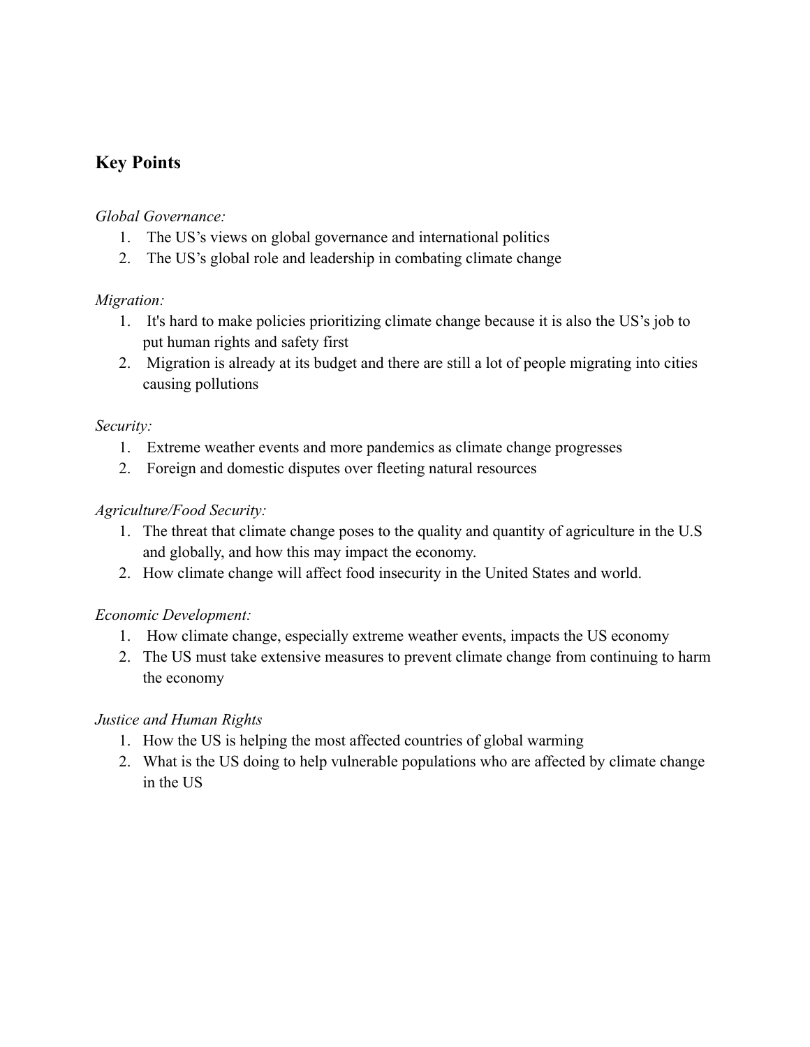## Key Points

*Global Governance:*

1. The US's views on global governance and international politics
2. The US's global role and leadership in combating climate change

*Migration:*

1. It's hard to make policies prioritizing climate change because it is also the US's job to put human rights and safety first
2. Migration is already at its budget and there are still a lot of people migrating into cities causing pollutions

*Security:*

1. Extreme weather events and more pandemics as climate change progresses
2. Foreign and domestic disputes over fleeting natural resources

*Agriculture/Food Security:*

1. The threat that climate change poses to the quality and quantity of agriculture in the U.S and globally, and how this may impact the economy.
2. How climate change will affect food insecurity in the United States and world.

*Economic Development:*

1. How climate change, especially extreme weather events, impacts the US economy
2. The US must take extensive measures to prevent climate change from continuing to harm the economy

*Justice and Human Rights*

1. How the US is helping the most affected countries of global warming
2. What is the US doing to help vulnerable populations who are affected by climate change in the US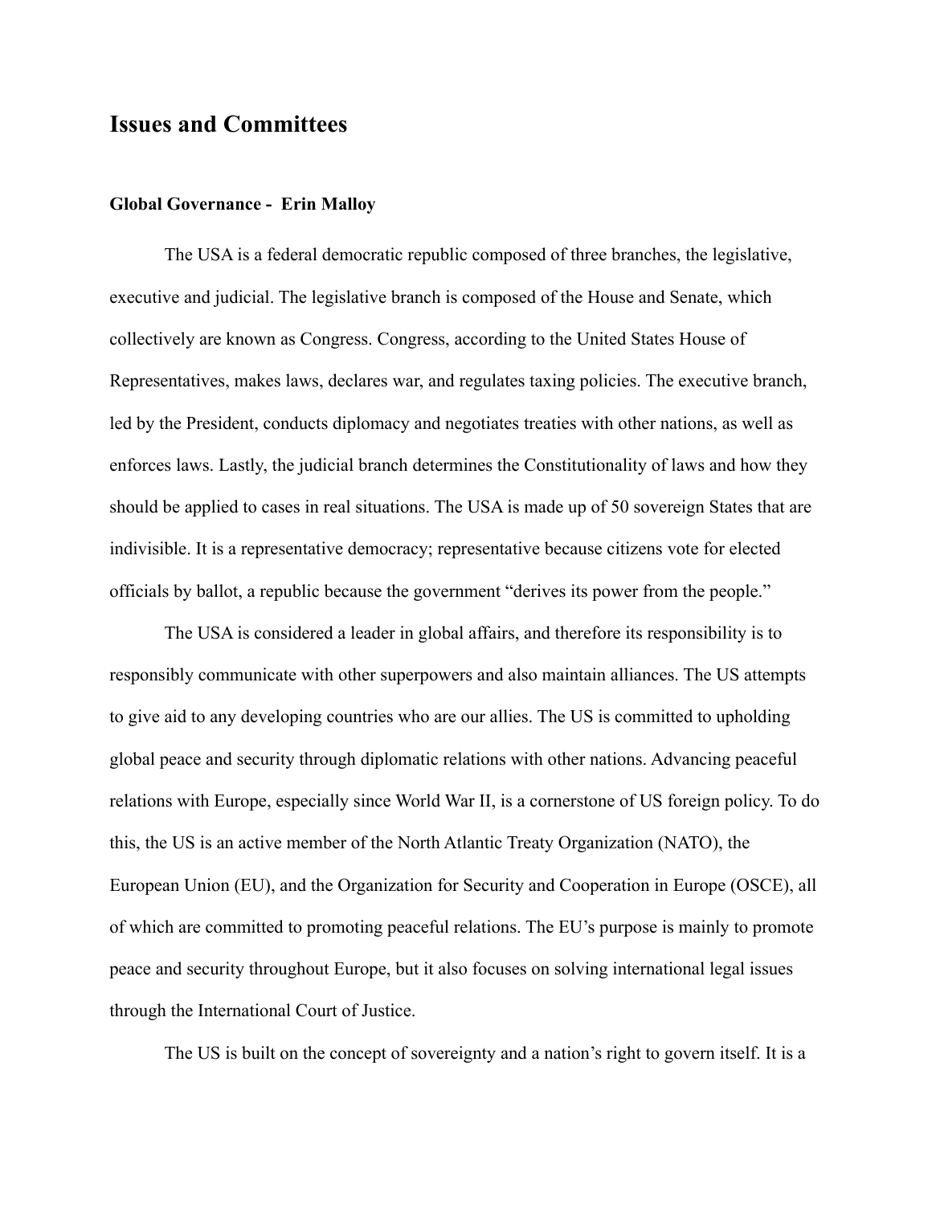# Issues and Committees

### Global Governance - Erin Malloy

The USA is a federal democratic republic composed of three branches, the legislative, executive and judicial. The legislative branch is composed of the House and Senate, which collectively are known as Congress. Congress, according to the United States House of Representatives, makes laws, declares war, and regulates taxing policies. The executive branch, led by the President, conducts diplomacy and negotiates treaties with other nations, as well as enforces laws. Lastly, the judicial branch determines the Constitutionality of laws and how they should be applied to cases in real situations. The USA is made up of 50 sovereign States that are indivisible. It is a representative democracy; representative because citizens vote for elected officials by ballot, a republic because the government "derives its power from the people."

The USA is considered a leader in global affairs, and therefore its responsibility is to responsibly communicate with other superpowers and also maintain alliances. The US attempts to give aid to any developing countries who are our allies. The US is committed to upholding global peace and security through diplomatic relations with other nations. Advancing peaceful relations with Europe, especially since World War II, is a cornerstone of US foreign policy. To do this, the US is an active member of the North Atlantic Treaty Organization (NATO), the European Union (EU), and the Organization for Security and Cooperation in Europe (OSCE), all of which are committed to promoting peaceful relations. The EU's purpose is mainly to promote peace and security throughout Europe, but it also focuses on solving international legal issues through the International Court of Justice.

The US is built on the concept of sovereignty and a nation's right to govern itself. It is a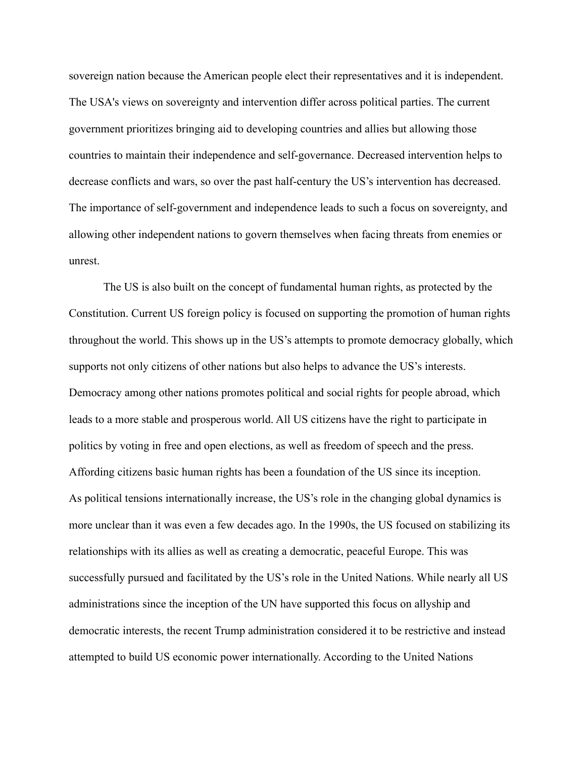sovereign nation because the American people elect their representatives and it is independent. The USA's views on sovereignty and intervention differ across political parties. The current government prioritizes bringing aid to developing countries and allies but allowing those countries to maintain their independence and self-governance. Decreased intervention helps to decrease conflicts and wars, so over the past half-century the US's intervention has decreased. The importance of self-government and independence leads to such a focus on sovereignty, and allowing other independent nations to govern themselves when facing threats from enemies or unrest.

The US is also built on the concept of fundamental human rights, as protected by the Constitution. Current US foreign policy is focused on supporting the promotion of human rights throughout the world. This shows up in the US's attempts to promote democracy globally, which supports not only citizens of other nations but also helps to advance the US's interests. Democracy among other nations promotes political and social rights for people abroad, which leads to a more stable and prosperous world. All US citizens have the right to participate in politics by voting in free and open elections, as well as freedom of speech and the press. Affording citizens basic human rights has been a foundation of the US since its inception.

As political tensions internationally increase, the US's role in the changing global dynamics is more unclear than it was even a few decades ago. In the 1990s, the US focused on stabilizing its relationships with its allies as well as creating a democratic, peaceful Europe. This was successfully pursued and facilitated by the US's role in the United Nations. While nearly all US administrations since the inception of the UN have supported this focus on allyship and democratic interests, the recent Trump administration considered it to be restrictive and instead attempted to build US economic power internationally. According to the United Nations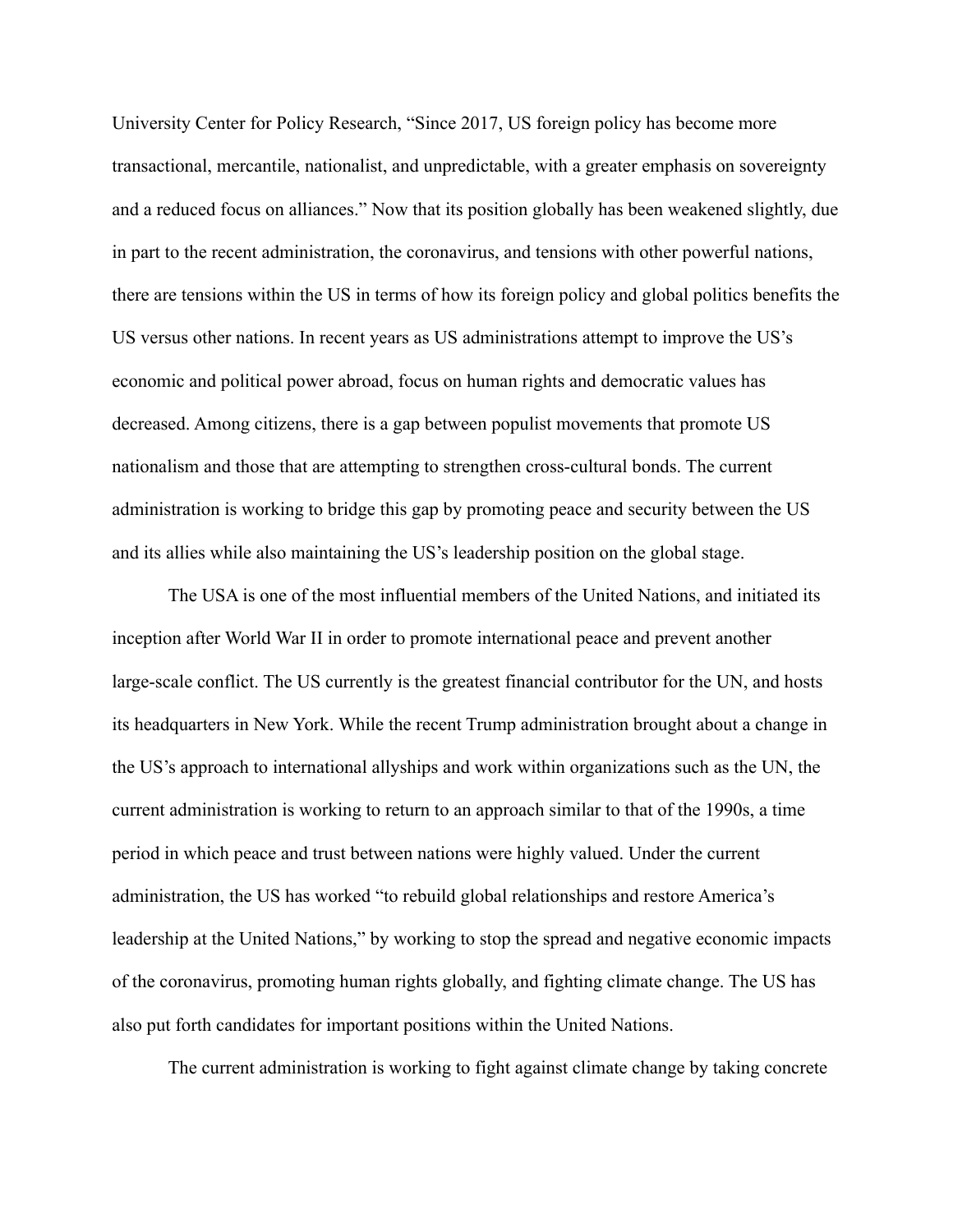University Center for Policy Research, "Since 2017, US foreign policy has become more transactional, mercantile, nationalist, and unpredictable, with a greater emphasis on sovereignty and a reduced focus on alliances." Now that its position globally has been weakened slightly, due in part to the recent administration, the coronavirus, and tensions with other powerful nations, there are tensions within the US in terms of how its foreign policy and global politics benefits the US versus other nations. In recent years as US administrations attempt to improve the US's economic and political power abroad, focus on human rights and democratic values has decreased. Among citizens, there is a gap between populist movements that promote US nationalism and those that are attempting to strengthen cross-cultural bonds. The current administration is working to bridge this gap by promoting peace and security between the US and its allies while also maintaining the US's leadership position on the global stage.

The USA is one of the most influential members of the United Nations, and initiated its inception after World War II in order to promote international peace and prevent another large-scale conflict. The US currently is the greatest financial contributor for the UN, and hosts its headquarters in New York. While the recent Trump administration brought about a change in the US's approach to international allyships and work within organizations such as the UN, the current administration is working to return to an approach similar to that of the 1990s, a time period in which peace and trust between nations were highly valued. Under the current administration, the US has worked "to rebuild global relationships and restore America's leadership at the United Nations," by working to stop the spread and negative economic impacts of the coronavirus, promoting human rights globally, and fighting climate change. The US has also put forth candidates for important positions within the United Nations.

The current administration is working to fight against climate change by taking concrete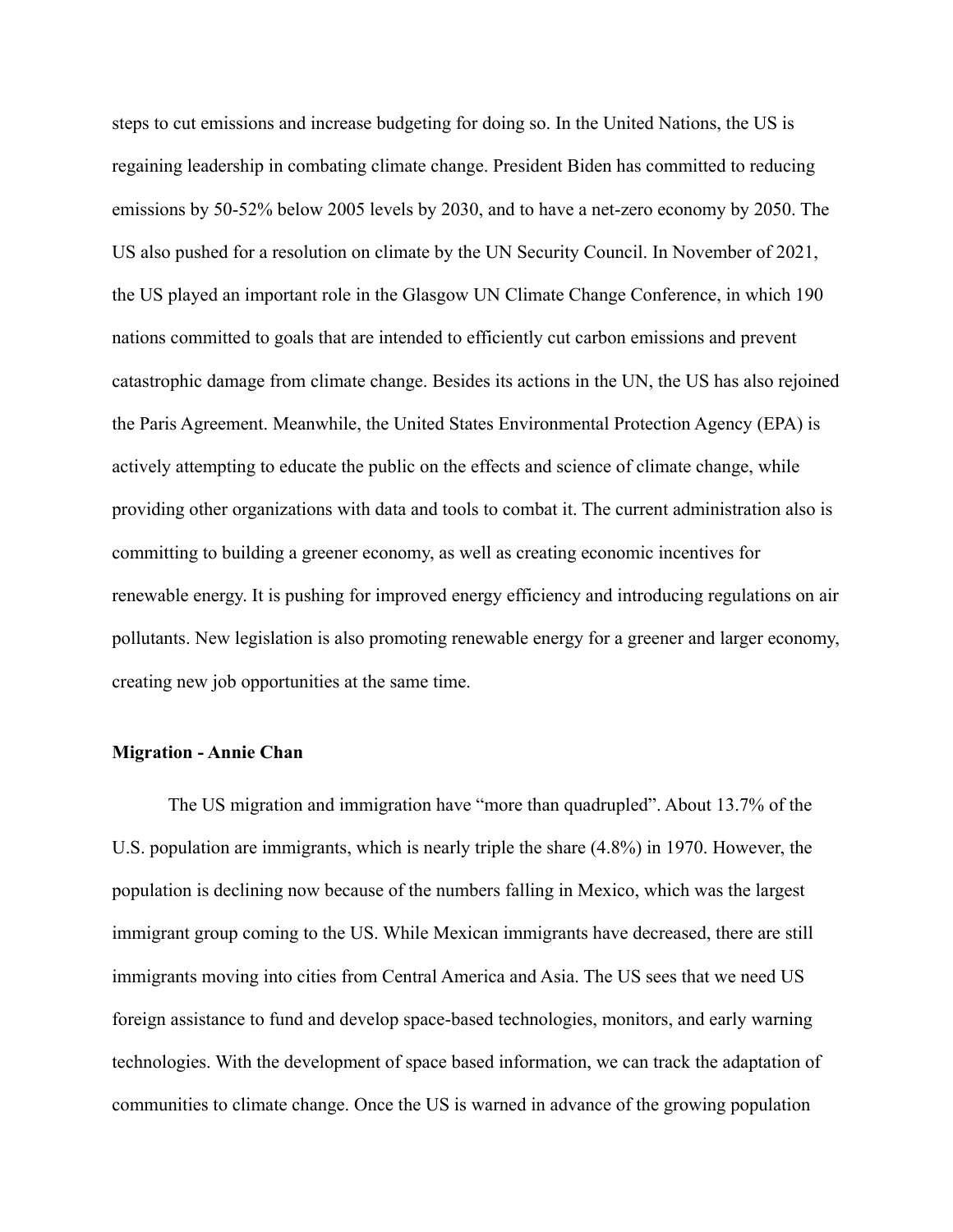steps to cut emissions and increase budgeting for doing so. In the United Nations, the US is regaining leadership in combating climate change. President Biden has committed to reducing emissions by 50-52% below 2005 levels by 2030, and to have a net-zero economy by 2050. The US also pushed for a resolution on climate by the UN Security Council. In November of 2021, the US played an important role in the Glasgow UN Climate Change Conference, in which 190 nations committed to goals that are intended to efficiently cut carbon emissions and prevent catastrophic damage from climate change. Besides its actions in the UN, the US has also rejoined the Paris Agreement. Meanwhile, the United States Environmental Protection Agency (EPA) is actively attempting to educate the public on the effects and science of climate change, while providing other organizations with data and tools to combat it. The current administration also is committing to building a greener economy, as well as creating economic incentives for renewable energy. It is pushing for improved energy efficiency and introducing regulations on air pollutants. New legislation is also promoting renewable energy for a greener and larger economy, creating new job opportunities at the same time.

**Migration - Annie Chan**

The US migration and immigration have "more than quadrupled". About 13.7% of the U.S. population are immigrants, which is nearly triple the share (4.8%) in 1970. However, the population is declining now because of the numbers falling in Mexico, which was the largest immigrant group coming to the US. While Mexican immigrants have decreased, there are still immigrants moving into cities from Central America and Asia. The US sees that we need US foreign assistance to fund and develop space-based technologies, monitors, and early warning technologies. With the development of space based information, we can track the adaptation of communities to climate change. Once the US is warned in advance of the growing population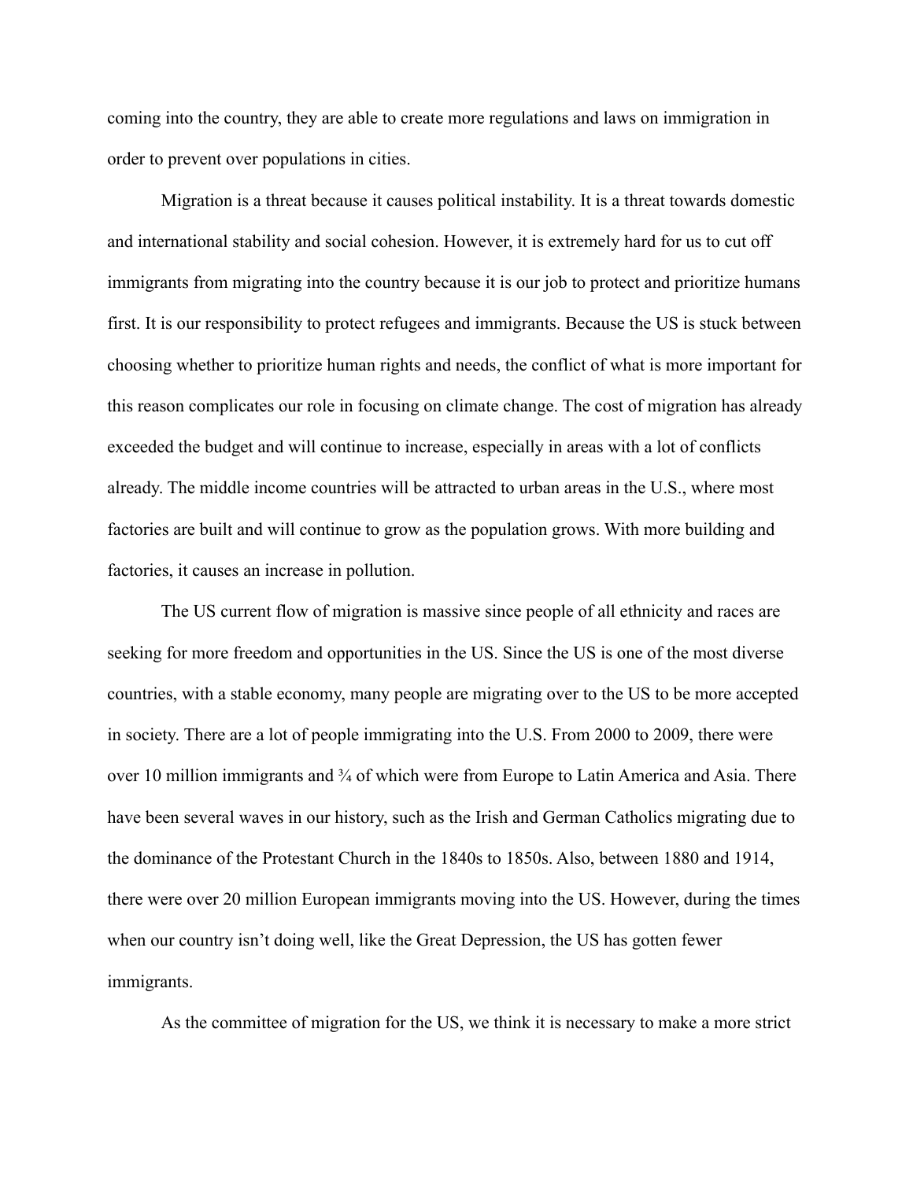coming into the country, they are able to create more regulations and laws on immigration in order to prevent over populations in cities.

Migration is a threat because it causes political instability. It is a threat towards domestic and international stability and social cohesion. However, it is extremely hard for us to cut off immigrants from migrating into the country because it is our job to protect and prioritize humans first. It is our responsibility to protect refugees and immigrants. Because the US is stuck between choosing whether to prioritize human rights and needs, the conflict of what is more important for this reason complicates our role in focusing on climate change. The cost of migration has already exceeded the budget and will continue to increase, especially in areas with a lot of conflicts already. The middle income countries will be attracted to urban areas in the U.S., where most factories are built and will continue to grow as the population grows. With more building and factories, it causes an increase in pollution.

The US current flow of migration is massive since people of all ethnicity and races are seeking for more freedom and opportunities in the US. Since the US is one of the most diverse countries, with a stable economy, many people are migrating over to the US to be more accepted in society. There are a lot of people immigrating into the U.S. From 2000 to 2009, there were over 10 million immigrants and ¾ of which were from Europe to Latin America and Asia. There have been several waves in our history, such as the Irish and German Catholics migrating due to the dominance of the Protestant Church in the 1840s to 1850s. Also, between 1880 and 1914, there were over 20 million European immigrants moving into the US. However, during the times when our country isn't doing well, like the Great Depression, the US has gotten fewer immigrants.

As the committee of migration for the US, we think it is necessary to make a more strict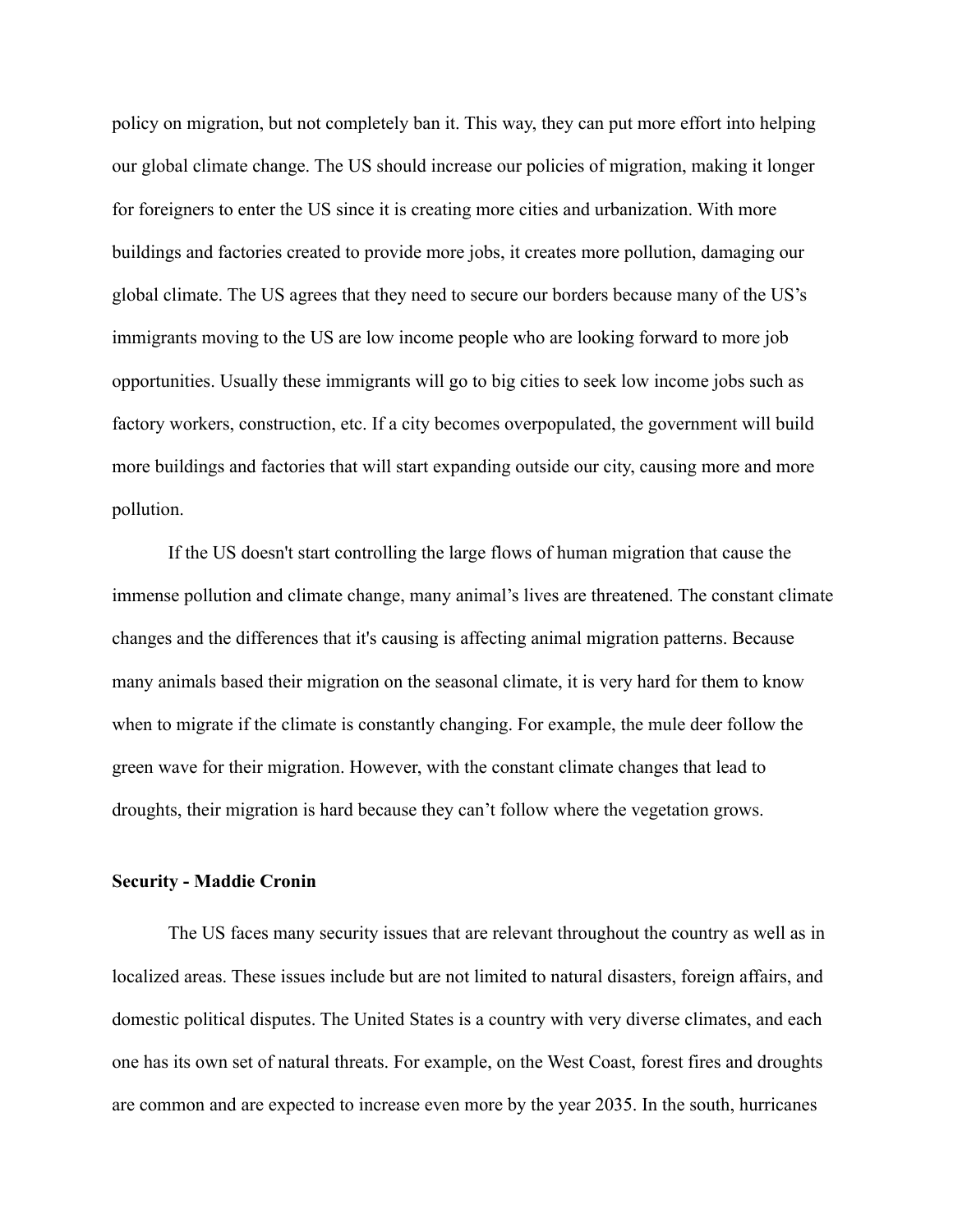policy on migration, but not completely ban it. This way, they can put more effort into helping our global climate change. The US should increase our policies of migration, making it longer for foreigners to enter the US since it is creating more cities and urbanization. With more buildings and factories created to provide more jobs, it creates more pollution, damaging our global climate. The US agrees that they need to secure our borders because many of the US's immigrants moving to the US are low income people who are looking forward to more job opportunities. Usually these immigrants will go to big cities to seek low income jobs such as factory workers, construction, etc. If a city becomes overpopulated, the government will build more buildings and factories that will start expanding outside our city, causing more and more pollution.

If the US doesn't start controlling the large flows of human migration that cause the immense pollution and climate change, many animal's lives are threatened. The constant climate changes and the differences that it's causing is affecting animal migration patterns. Because many animals based their migration on the seasonal climate, it is very hard for them to know when to migrate if the climate is constantly changing. For example, the mule deer follow the green wave for their migration. However, with the constant climate changes that lead to droughts, their migration is hard because they can't follow where the vegetation grows.

**Security - Maddie Cronin**

The US faces many security issues that are relevant throughout the country as well as in localized areas. These issues include but are not limited to natural disasters, foreign affairs, and domestic political disputes. The United States is a country with very diverse climates, and each one has its own set of natural threats. For example, on the West Coast, forest fires and droughts are common and are expected to increase even more by the year 2035. In the south, hurricanes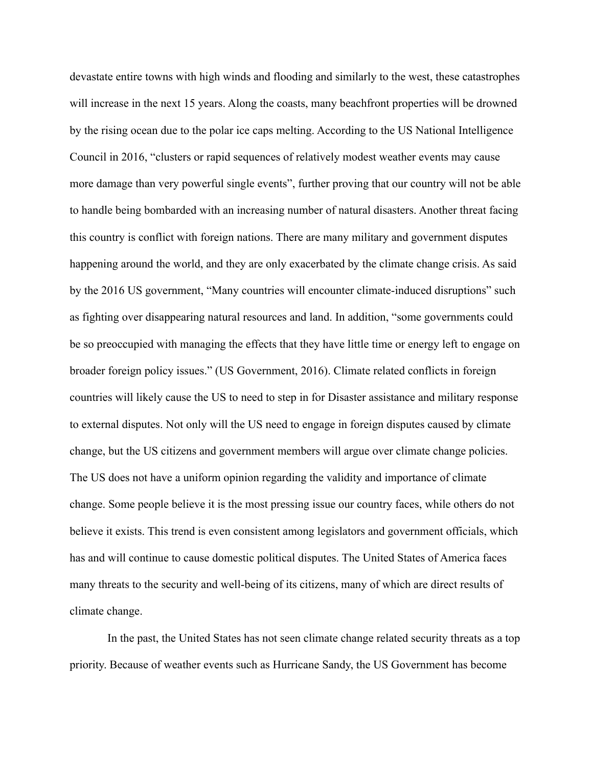devastate entire towns with high winds and flooding and similarly to the west, these catastrophes will increase in the next 15 years. Along the coasts, many beachfront properties will be drowned by the rising ocean due to the polar ice caps melting. According to the US National Intelligence Council in 2016, "clusters or rapid sequences of relatively modest weather events may cause more damage than very powerful single events", further proving that our country will not be able to handle being bombarded with an increasing number of natural disasters. Another threat facing this country is conflict with foreign nations. There are many military and government disputes happening around the world, and they are only exacerbated by the climate change crisis. As said by the 2016 US government, "Many countries will encounter climate-induced disruptions" such as fighting over disappearing natural resources and land. In addition, "some governments could be so preoccupied with managing the effects that they have little time or energy left to engage on broader foreign policy issues." (US Government, 2016). Climate related conflicts in foreign countries will likely cause the US to need to step in for Disaster assistance and military response to external disputes. Not only will the US need to engage in foreign disputes caused by climate change, but the US citizens and government members will argue over climate change policies. The US does not have a uniform opinion regarding the validity and importance of climate change. Some people believe it is the most pressing issue our country faces, while others do not believe it exists. This trend is even consistent among legislators and government officials, which has and will continue to cause domestic political disputes. The United States of America faces many threats to the security and well-being of its citizens, many of which are direct results of climate change.

In the past, the United States has not seen climate change related security threats as a top priority. Because of weather events such as Hurricane Sandy, the US Government has become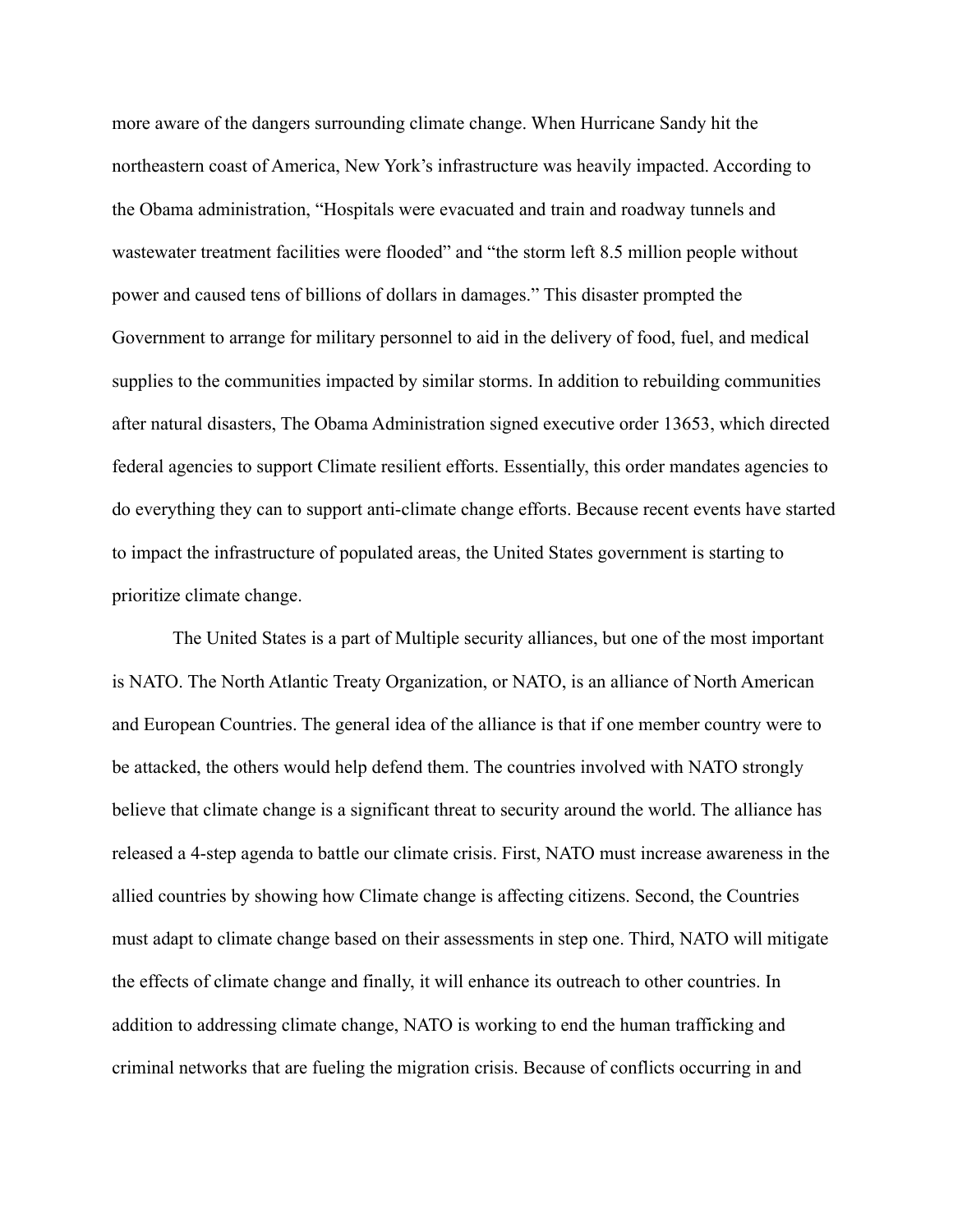more aware of the dangers surrounding climate change. When Hurricane Sandy hit the northeastern coast of America, New York's infrastructure was heavily impacted. According to the Obama administration, "Hospitals were evacuated and train and roadway tunnels and wastewater treatment facilities were flooded" and "the storm left 8.5 million people without power and caused tens of billions of dollars in damages." This disaster prompted the Government to arrange for military personnel to aid in the delivery of food, fuel, and medical supplies to the communities impacted by similar storms. In addition to rebuilding communities after natural disasters, The Obama Administration signed executive order 13653, which directed federal agencies to support Climate resilient efforts. Essentially, this order mandates agencies to do everything they can to support anti-climate change efforts. Because recent events have started to impact the infrastructure of populated areas, the United States government is starting to prioritize climate change.

The United States is a part of Multiple security alliances, but one of the most important is NATO. The North Atlantic Treaty Organization, or NATO, is an alliance of North American and European Countries. The general idea of the alliance is that if one member country were to be attacked, the others would help defend them. The countries involved with NATO strongly believe that climate change is a significant threat to security around the world. The alliance has released a 4-step agenda to battle our climate crisis. First, NATO must increase awareness in the allied countries by showing how Climate change is affecting citizens. Second, the Countries must adapt to climate change based on their assessments in step one. Third, NATO will mitigate the effects of climate change and finally, it will enhance its outreach to other countries. In addition to addressing climate change, NATO is working to end the human trafficking and criminal networks that are fueling the migration crisis. Because of conflicts occurring in and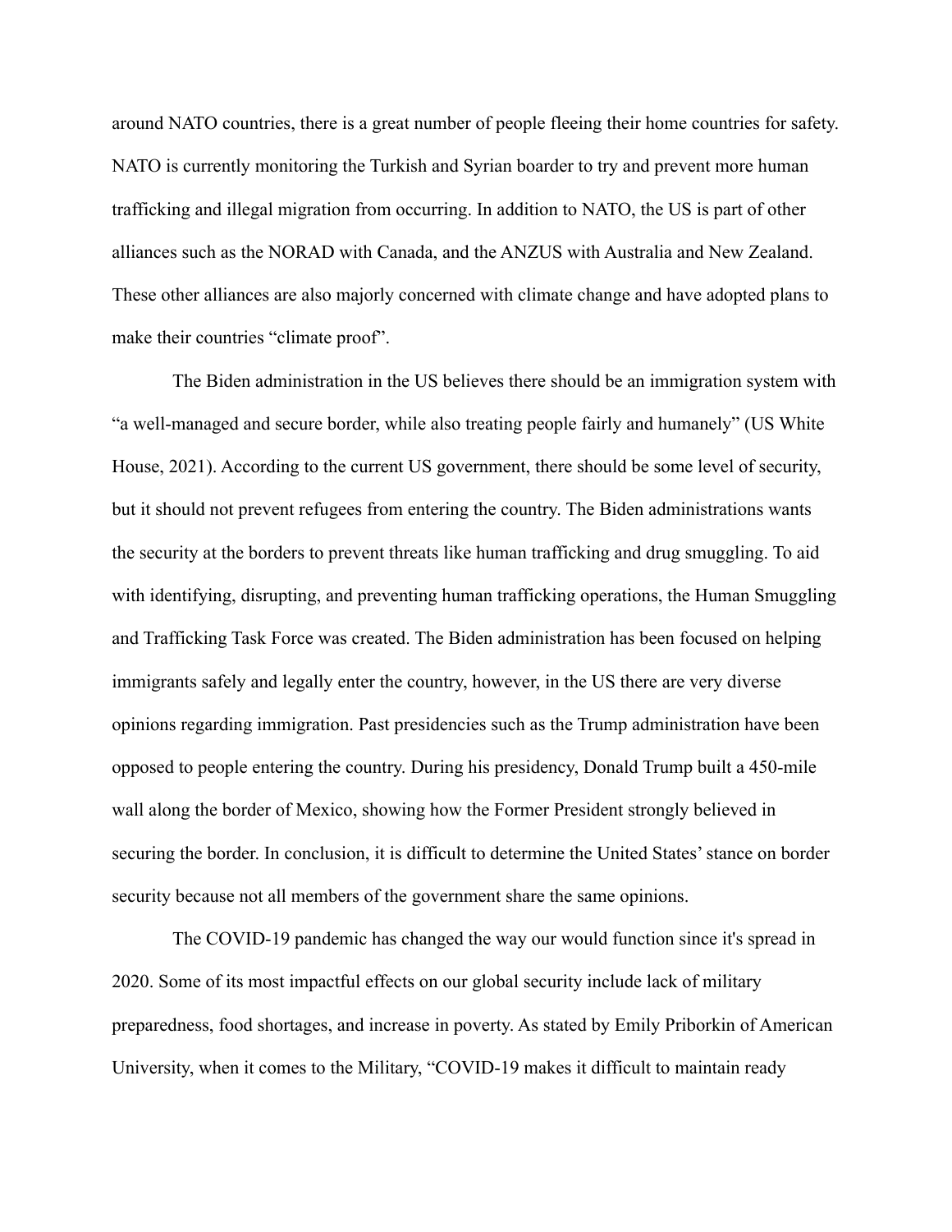around NATO countries, there is a great number of people fleeing their home countries for safety. NATO is currently monitoring the Turkish and Syrian boarder to try and prevent more human trafficking and illegal migration from occurring. In addition to NATO, the US is part of other alliances such as the NORAD with Canada, and the ANZUS with Australia and New Zealand. These other alliances are also majorly concerned with climate change and have adopted plans to make their countries "climate proof".

The Biden administration in the US believes there should be an immigration system with "a well-managed and secure border, while also treating people fairly and humanely" (US White House, 2021). According to the current US government, there should be some level of security, but it should not prevent refugees from entering the country. The Biden administrations wants the security at the borders to prevent threats like human trafficking and drug smuggling. To aid with identifying, disrupting, and preventing human trafficking operations, the Human Smuggling and Trafficking Task Force was created. The Biden administration has been focused on helping immigrants safely and legally enter the country, however, in the US there are very diverse opinions regarding immigration. Past presidencies such as the Trump administration have been opposed to people entering the country. During his presidency, Donald Trump built a 450-mile wall along the border of Mexico, showing how the Former President strongly believed in securing the border. In conclusion, it is difficult to determine the United States' stance on border security because not all members of the government share the same opinions.

The COVID-19 pandemic has changed the way our would function since it's spread in 2020. Some of its most impactful effects on our global security include lack of military preparedness, food shortages, and increase in poverty. As stated by Emily Priborkin of American University, when it comes to the Military, "COVID-19 makes it difficult to maintain ready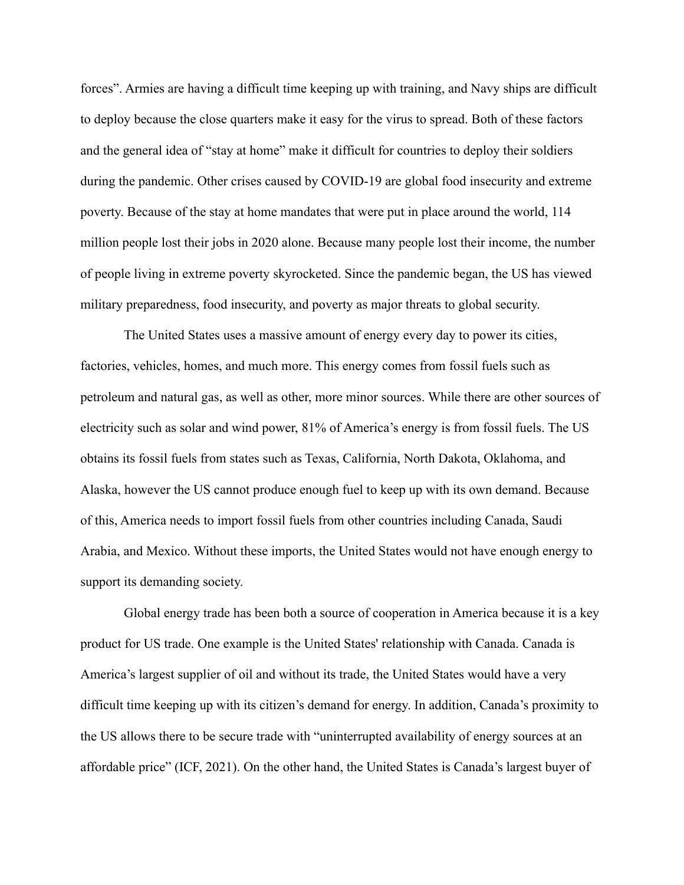forces". Armies are having a difficult time keeping up with training, and Navy ships are difficult to deploy because the close quarters make it easy for the virus to spread. Both of these factors and the general idea of "stay at home" make it difficult for countries to deploy their soldiers during the pandemic. Other crises caused by COVID-19 are global food insecurity and extreme poverty. Because of the stay at home mandates that were put in place around the world, 114 million people lost their jobs in 2020 alone. Because many people lost their income, the number of people living in extreme poverty skyrocketed. Since the pandemic began, the US has viewed military preparedness, food insecurity, and poverty as major threats to global security.

The United States uses a massive amount of energy every day to power its cities, factories, vehicles, homes, and much more. This energy comes from fossil fuels such as petroleum and natural gas, as well as other, more minor sources. While there are other sources of electricity such as solar and wind power, 81% of America's energy is from fossil fuels. The US obtains its fossil fuels from states such as Texas, California, North Dakota, Oklahoma, and Alaska, however the US cannot produce enough fuel to keep up with its own demand. Because of this, America needs to import fossil fuels from other countries including Canada, Saudi Arabia, and Mexico. Without these imports, the United States would not have enough energy to support its demanding society.

Global energy trade has been both a source of cooperation in America because it is a key product for US trade. One example is the United States' relationship with Canada. Canada is America's largest supplier of oil and without its trade, the United States would have a very difficult time keeping up with its citizen's demand for energy. In addition, Canada's proximity to the US allows there to be secure trade with "uninterrupted availability of energy sources at an affordable price" (ICF, 2021). On the other hand, the United States is Canada's largest buyer of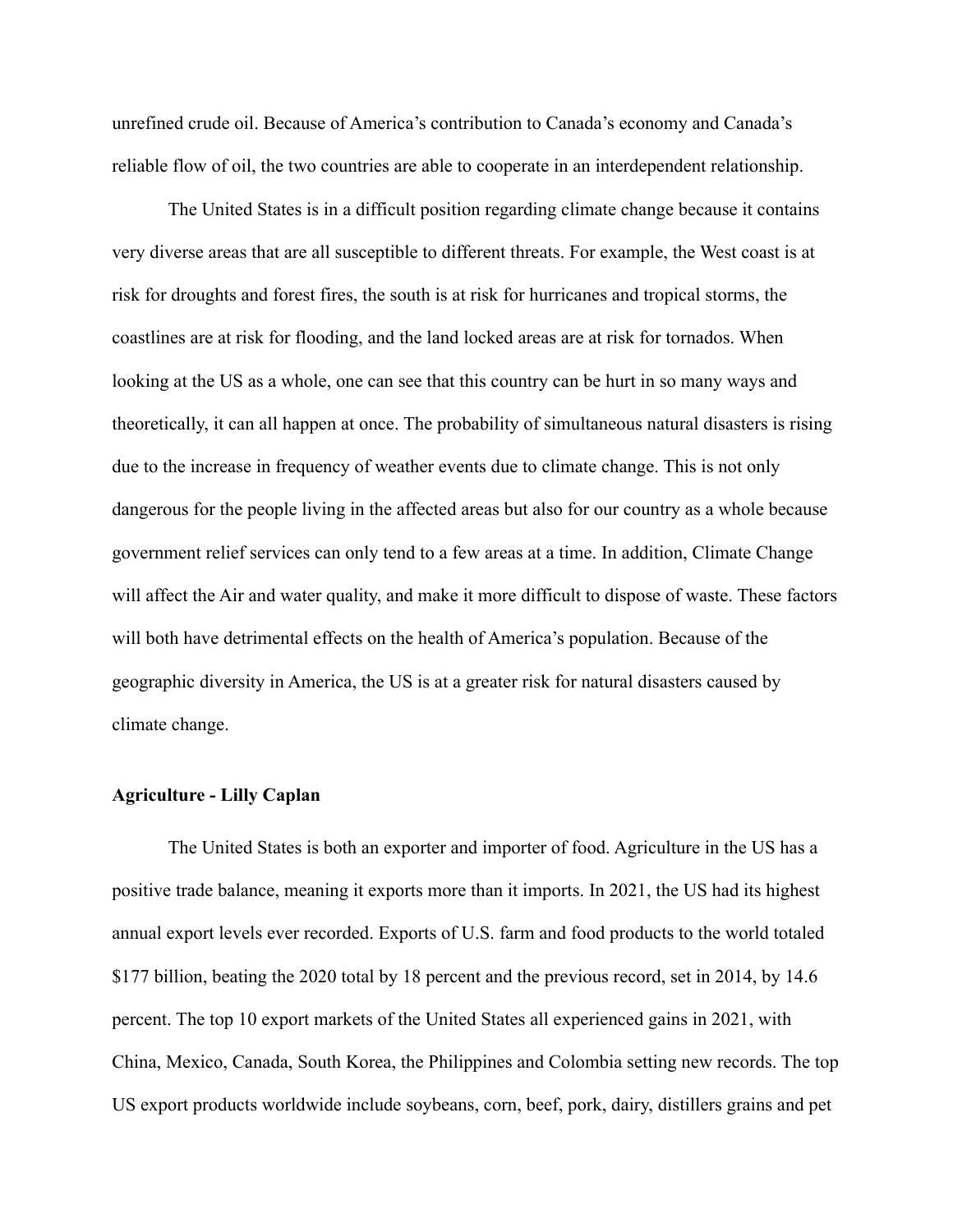unrefined crude oil. Because of America's contribution to Canada's economy and Canada's reliable flow of oil, the two countries are able to cooperate in an interdependent relationship.

The United States is in a difficult position regarding climate change because it contains very diverse areas that are all susceptible to different threats. For example, the West coast is at risk for droughts and forest fires, the south is at risk for hurricanes and tropical storms, the coastlines are at risk for flooding, and the land locked areas are at risk for tornados. When looking at the US as a whole, one can see that this country can be hurt in so many ways and theoretically, it can all happen at once. The probability of simultaneous natural disasters is rising due to the increase in frequency of weather events due to climate change. This is not only dangerous for the people living in the affected areas but also for our country as a whole because government relief services can only tend to a few areas at a time. In addition, Climate Change will affect the Air and water quality, and make it more difficult to dispose of waste. These factors will both have detrimental effects on the health of America's population. Because of the geographic diversity in America, the US is at a greater risk for natural disasters caused by climate change.

**Agriculture - Lilly Caplan**

The United States is both an exporter and importer of food. Agriculture in the US has a positive trade balance, meaning it exports more than it imports. In 2021, the US had its highest annual export levels ever recorded. Exports of U.S. farm and food products to the world totaled $177 billion, beating the 2020 total by 18 percent and the previous record, set in 2014, by 14.6 percent. The top 10 export markets of the United States all experienced gains in 2021, with China, Mexico, Canada, South Korea, the Philippines and Colombia setting new records. The top US export products worldwide include soybeans, corn, beef, pork, dairy, distillers grains and pet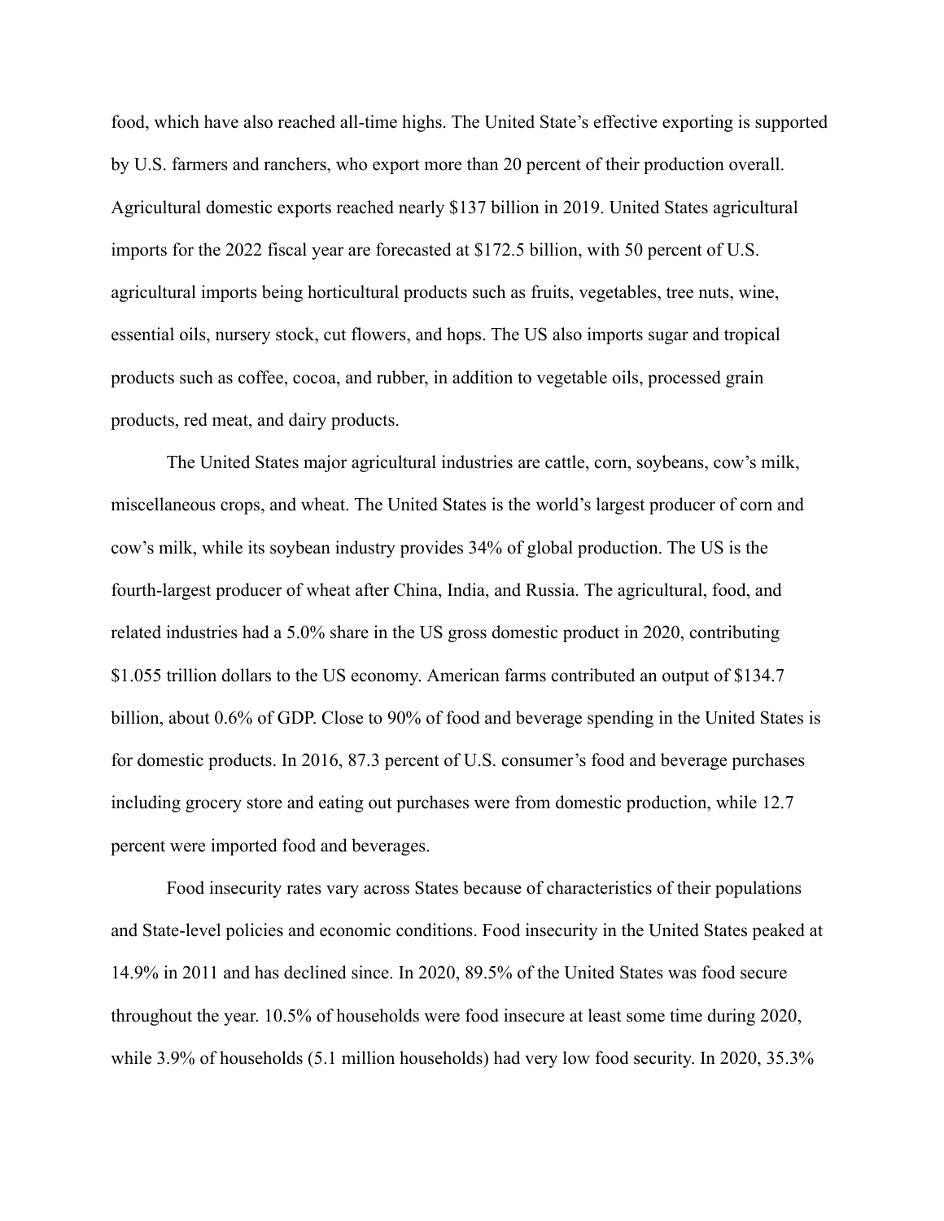food, which have also reached all-time highs. The United State's effective exporting is supported by U.S. farmers and ranchers, who export more than 20 percent of their production overall. Agricultural domestic exports reached nearly $137 billion in 2019. United States agricultural imports for the 2022 fiscal year are forecasted at $172.5 billion, with 50 percent of U.S. agricultural imports being horticultural products such as fruits, vegetables, tree nuts, wine, essential oils, nursery stock, cut flowers, and hops. The US also imports sugar and tropical products such as coffee, cocoa, and rubber, in addition to vegetable oils, processed grain products, red meat, and dairy products.

The United States major agricultural industries are cattle, corn, soybeans, cow's milk, miscellaneous crops, and wheat. The United States is the world's largest producer of corn and cow's milk, while its soybean industry provides 34% of global production. The US is the fourth-largest producer of wheat after China, India, and Russia. The agricultural, food, and related industries had a 5.0% share in the US gross domestic product in 2020, contributing $1.055 trillion dollars to the US economy. American farms contributed an output of $134.7 billion, about 0.6% of GDP. Close to 90% of food and beverage spending in the United States is for domestic products. In 2016, 87.3 percent of U.S. consumer's food and beverage purchases including grocery store and eating out purchases were from domestic production, while 12.7 percent were imported food and beverages.

Food insecurity rates vary across States because of characteristics of their populations and State-level policies and economic conditions. Food insecurity in the United States peaked at 14.9% in 2011 and has declined since. In 2020, 89.5% of the United States was food secure throughout the year. 10.5% of households were food insecure at least some time during 2020, while 3.9% of households (5.1 million households) had very low food security. In 2020, 35.3%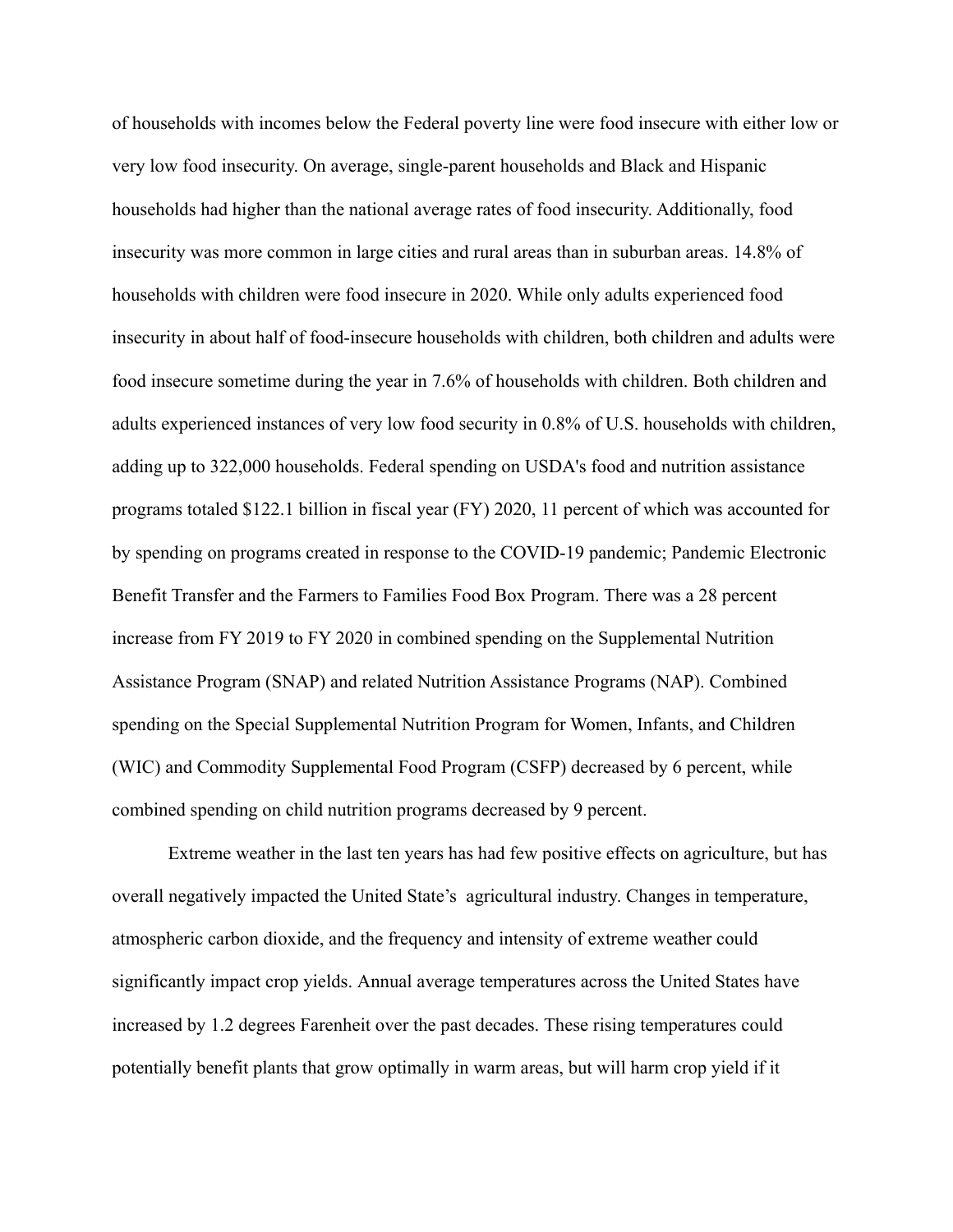of households with incomes below the Federal poverty line were food insecure with either low or very low food insecurity. On average, single-parent households and Black and Hispanic households had higher than the national average rates of food insecurity. Additionally, food insecurity was more common in large cities and rural areas than in suburban areas. 14.8% of households with children were food insecure in 2020. While only adults experienced food insecurity in about half of food-insecure households with children, both children and adults were food insecure sometime during the year in 7.6% of households with children. Both children and adults experienced instances of very low food security in 0.8% of U.S. households with children, adding up to 322,000 households. Federal spending on USDA's food and nutrition assistance programs totaled $122.1 billion in fiscal year (FY) 2020, 11 percent of which was accounted for by spending on programs created in response to the COVID-19 pandemic; Pandemic Electronic Benefit Transfer and the Farmers to Families Food Box Program. There was a 28 percent increase from FY 2019 to FY 2020 in combined spending on the Supplemental Nutrition Assistance Program (SNAP) and related Nutrition Assistance Programs (NAP). Combined spending on the Special Supplemental Nutrition Program for Women, Infants, and Children (WIC) and Commodity Supplemental Food Program (CSFP) decreased by 6 percent, while combined spending on child nutrition programs decreased by 9 percent.

Extreme weather in the last ten years has had few positive effects on agriculture, but has overall negatively impacted the United State's agricultural industry. Changes in temperature, atmospheric carbon dioxide, and the frequency and intensity of extreme weather could significantly impact crop yields. Annual average temperatures across the United States have increased by 1.2 degrees Farenheit over the past decades. These rising temperatures could potentially benefit plants that grow optimally in warm areas, but will harm crop yield if it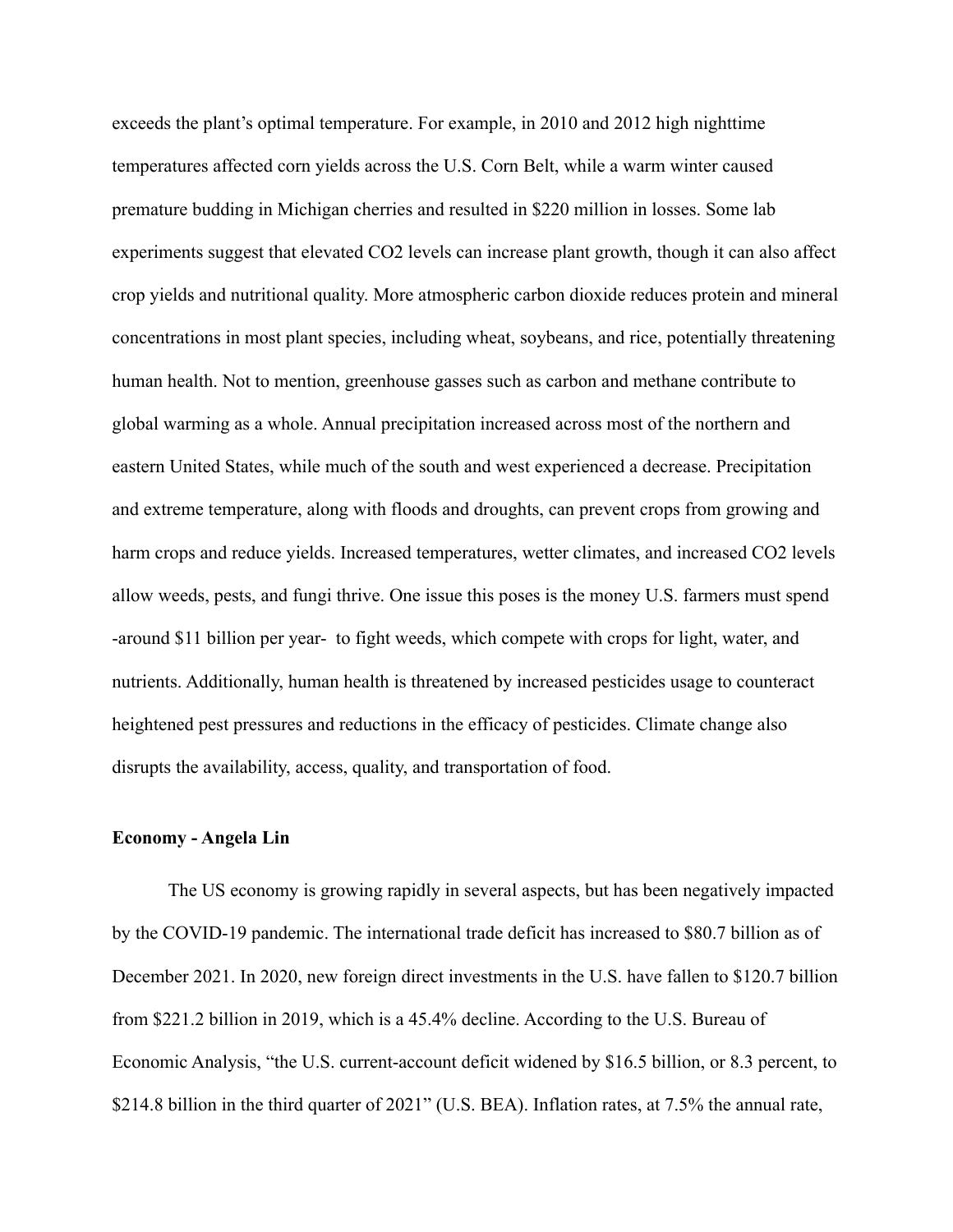exceeds the plant's optimal temperature. For example, in 2010 and 2012 high nighttime temperatures affected corn yields across the U.S. Corn Belt, while a warm winter caused premature budding in Michigan cherries and resulted in $220 million in losses. Some lab experiments suggest that elevated $CO_2$ levels can increase plant growth, though it can also affect crop yields and nutritional quality. More atmospheric carbon dioxide reduces protein and mineral concentrations in most plant species, including wheat, soybeans, and rice, potentially threatening human health. Not to mention, greenhouse gasses such as carbon and methane contribute to global warming as a whole. Annual precipitation increased across most of the northern and eastern United States, while much of the south and west experienced a decrease. Precipitation and extreme temperature, along with floods and droughts, can prevent crops from growing and harm crops and reduce yields. Increased temperatures, wetter climates, and increased $CO_2$ levels allow weeds, pests, and fungi thrive. One issue this poses is the money U.S. farmers must spend -around $11 billion per year- to fight weeds, which compete with crops for light, water, and nutrients. Additionally, human health is threatened by increased pesticides usage to counteract heightened pest pressures and reductions in the efficacy of pesticides. Climate change also disrupts the availability, access, quality, and transportation of food.

**Economy - Angela Lin**

The US economy is growing rapidly in several aspects, but has been negatively impacted by the COVID-19 pandemic. The international trade deficit has increased to $80.7 billion as of December 2021. In 2020, new foreign direct investments in the U.S. have fallen to $120.7 billion from $221.2 billion in 2019, which is a 45.4% decline. According to the U.S. Bureau of Economic Analysis, "the U.S. current-account deficit widened by $16.5 billion, or 8.3 percent, to $214.8 billion in the third quarter of 2021" (U.S. BEA). Inflation rates, at 7.5% the annual rate,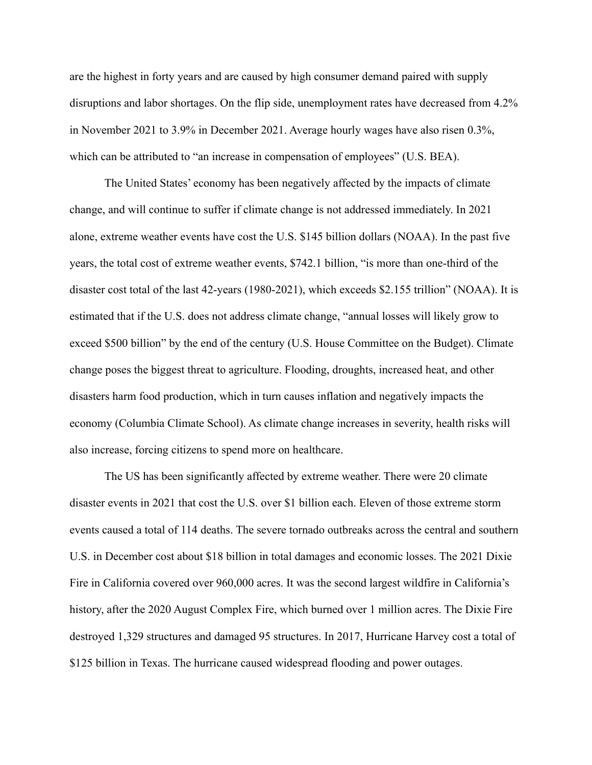are the highest in forty years and are caused by high consumer demand paired with supply disruptions and labor shortages. On the flip side, unemployment rates have decreased from 4.2% in November 2021 to 3.9% in December 2021. Average hourly wages have also risen 0.3%, which can be attributed to "an increase in compensation of employees" (U.S. BEA).

The United States' economy has been negatively affected by the impacts of climate change, and will continue to suffer if climate change is not addressed immediately. In 2021 alone, extreme weather events have cost the U.S. $145 billion dollars (NOAA). In the past five years, the total cost of extreme weather events, $742.1 billion, "is more than one-third of the disaster cost total of the last 42-years (1980-2021), which exceeds $2.155 trillion" (NOAA). It is estimated that if the U.S. does not address climate change, "annual losses will likely grow to exceed $500 billion" by the end of the century (U.S. House Committee on the Budget). Climate change poses the biggest threat to agriculture. Flooding, droughts, increased heat, and other disasters harm food production, which in turn causes inflation and negatively impacts the economy (Columbia Climate School). As climate change increases in severity, health risks will also increase, forcing citizens to spend more on healthcare.

The US has been significantly affected by extreme weather. There were 20 climate disaster events in 2021 that cost the U.S. over $1 billion each. Eleven of those extreme storm events caused a total of 114 deaths. The severe tornado outbreaks across the central and southern U.S. in December cost about $18 billion in total damages and economic losses. The 2021 Dixie Fire in California covered over 960,000 acres. It was the second largest wildfire in California's history, after the 2020 August Complex Fire, which burned over 1 million acres. The Dixie Fire destroyed 1,329 structures and damaged 95 structures. In 2017, Hurricane Harvey cost a total of $125 billion in Texas. The hurricane caused widespread flooding and power outages.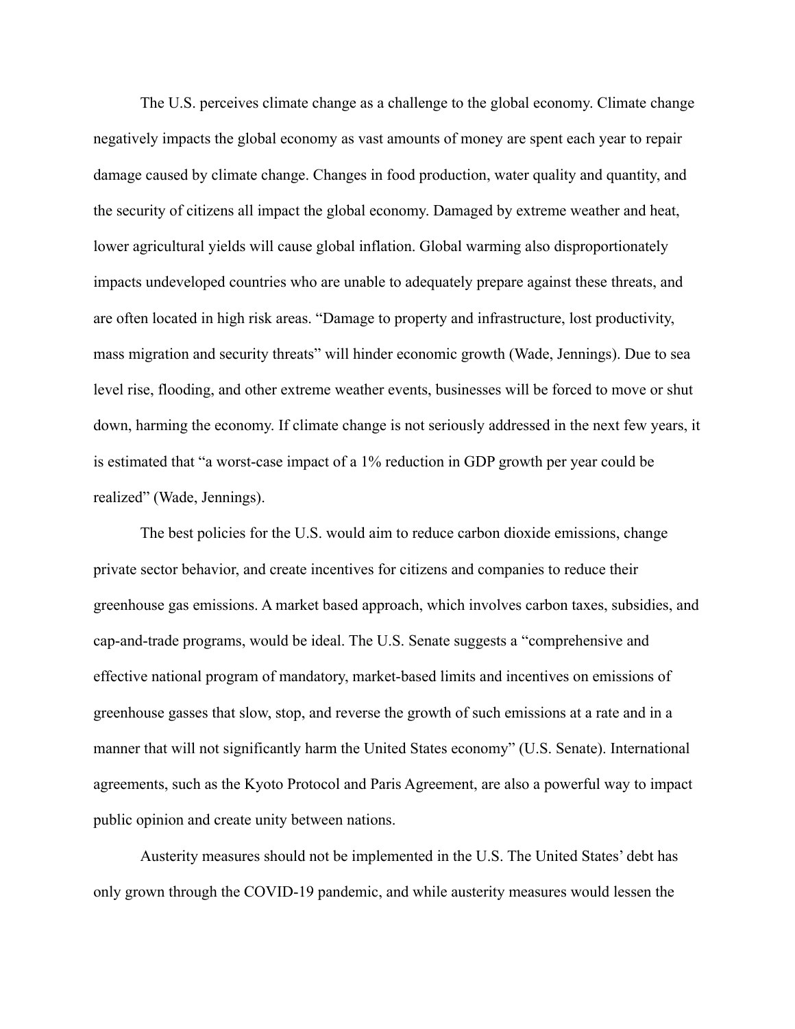The U.S. perceives climate change as a challenge to the global economy. Climate change negatively impacts the global economy as vast amounts of money are spent each year to repair damage caused by climate change. Changes in food production, water quality and quantity, and the security of citizens all impact the global economy. Damaged by extreme weather and heat, lower agricultural yields will cause global inflation. Global warming also disproportionately impacts undeveloped countries who are unable to adequately prepare against these threats, and are often located in high risk areas. "Damage to property and infrastructure, lost productivity, mass migration and security threats" will hinder economic growth (Wade, Jennings). Due to sea level rise, flooding, and other extreme weather events, businesses will be forced to move or shut down, harming the economy. If climate change is not seriously addressed in the next few years, it is estimated that "a worst-case impact of a 1% reduction in GDP growth per year could be realized" (Wade, Jennings).

The best policies for the U.S. would aim to reduce carbon dioxide emissions, change private sector behavior, and create incentives for citizens and companies to reduce their greenhouse gas emissions. A market based approach, which involves carbon taxes, subsidies, and cap-and-trade programs, would be ideal. The U.S. Senate suggests a "comprehensive and effective national program of mandatory, market-based limits and incentives on emissions of greenhouse gasses that slow, stop, and reverse the growth of such emissions at a rate and in a manner that will not significantly harm the United States economy" (U.S. Senate). International agreements, such as the Kyoto Protocol and Paris Agreement, are also a powerful way to impact public opinion and create unity between nations.

Austerity measures should not be implemented in the U.S. The United States' debt has only grown through the COVID-19 pandemic, and while austerity measures would lessen the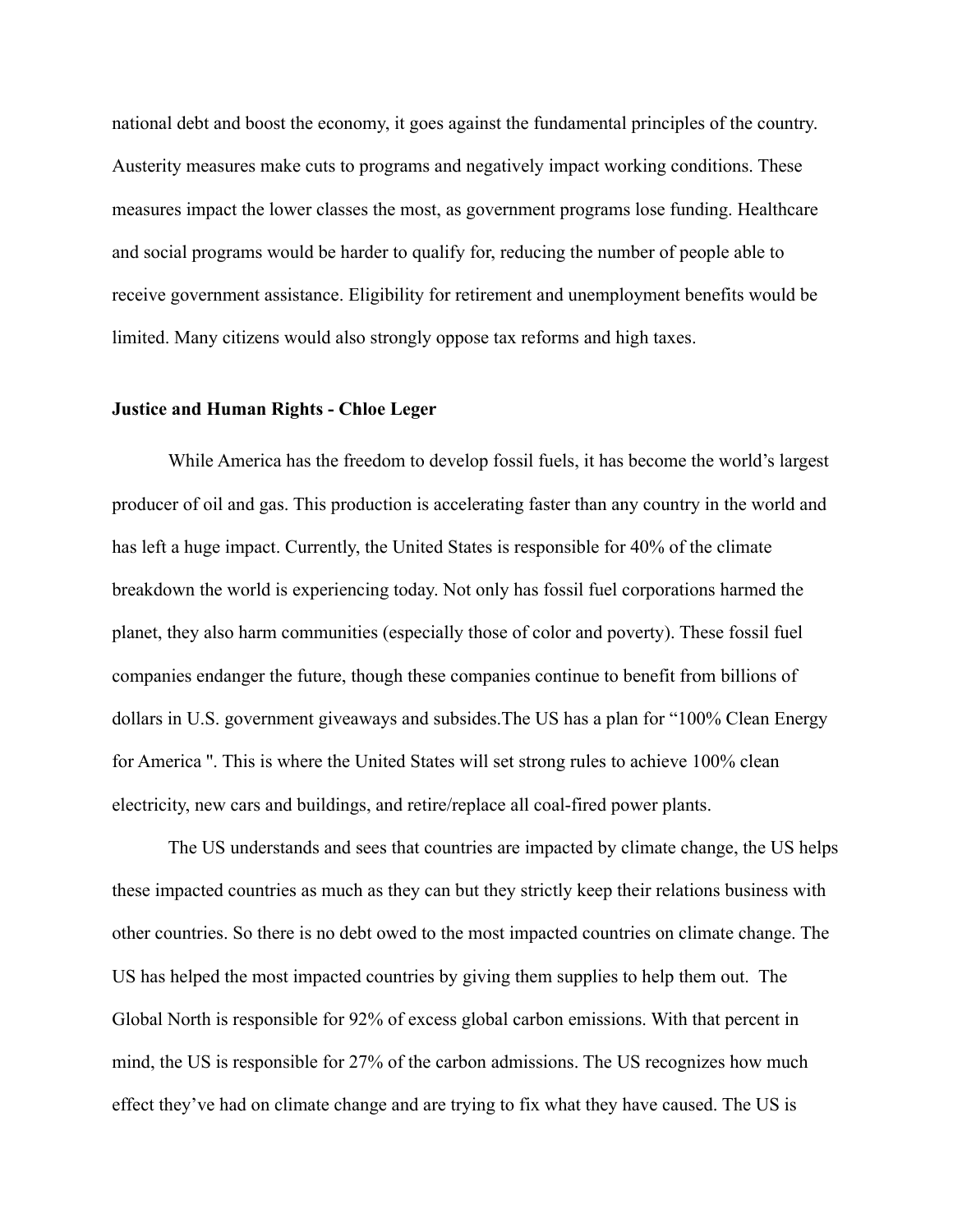national debt and boost the economy, it goes against the fundamental principles of the country. Austerity measures make cuts to programs and negatively impact working conditions. These measures impact the lower classes the most, as government programs lose funding. Healthcare and social programs would be harder to qualify for, reducing the number of people able to receive government assistance. Eligibility for retirement and unemployment benefits would be limited. Many citizens would also strongly oppose tax reforms and high taxes.

**Justice and Human Rights - Chloe Leger**

While America has the freedom to develop fossil fuels, it has become the world's largest producer of oil and gas. This production is accelerating faster than any country in the world and has left a huge impact. Currently, the United States is responsible for 40% of the climate breakdown the world is experiencing today. Not only has fossil fuel corporations harmed the planet, they also harm communities (especially those of color and poverty). These fossil fuel companies endanger the future, though these companies continue to benefit from billions of dollars in U.S. government giveaways and subsides.The US has a plan for "100% Clean Energy for America ". This is where the United States will set strong rules to achieve 100% clean electricity, new cars and buildings, and retire/replace all coal-fired power plants.

The US understands and sees that countries are impacted by climate change, the US helps these impacted countries as much as they can but they strictly keep their relations business with other countries. So there is no debt owed to the most impacted countries on climate change. The US has helped the most impacted countries by giving them supplies to help them out. The Global North is responsible for 92% of excess global carbon emissions. With that percent in mind, the US is responsible for 27% of the carbon admissions. The US recognizes how much effect they've had on climate change and are trying to fix what they have caused. The US is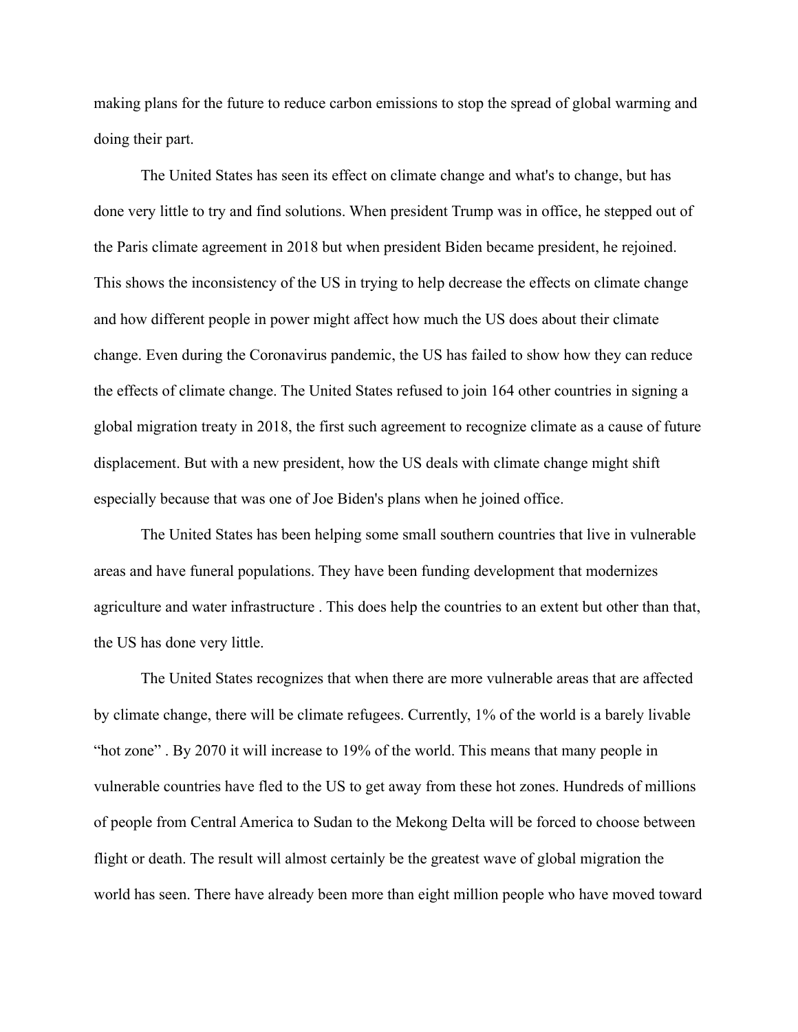making plans for the future to reduce carbon emissions to stop the spread of global warming and doing their part.

The United States has seen its effect on climate change and what's to change, but has done very little to try and find solutions. When president Trump was in office, he stepped out of the Paris climate agreement in 2018 but when president Biden became president, he rejoined. This shows the inconsistency of the US in trying to help decrease the effects on climate change and how different people in power might affect how much the US does about their climate change. Even during the Coronavirus pandemic, the US has failed to show how they can reduce the effects of climate change. The United States refused to join 164 other countries in signing a global migration treaty in 2018, the first such agreement to recognize climate as a cause of future displacement. But with a new president, how the US deals with climate change might shift especially because that was one of Joe Biden's plans when he joined office.

The United States has been helping some small southern countries that live in vulnerable areas and have funeral populations. They have been funding development that modernizes agriculture and water infrastructure . This does help the countries to an extent but other than that, the US has done very little.

The United States recognizes that when there are more vulnerable areas that are affected by climate change, there will be climate refugees. Currently, 1% of the world is a barely livable “hot zone” . By 2070 it will increase to 19% of the world. This means that many people in vulnerable countries have fled to the US to get away from these hot zones. Hundreds of millions of people from Central America to Sudan to the Mekong Delta will be forced to choose between flight or death. The result will almost certainly be the greatest wave of global migration the world has seen. There have already been more than eight million people who have moved toward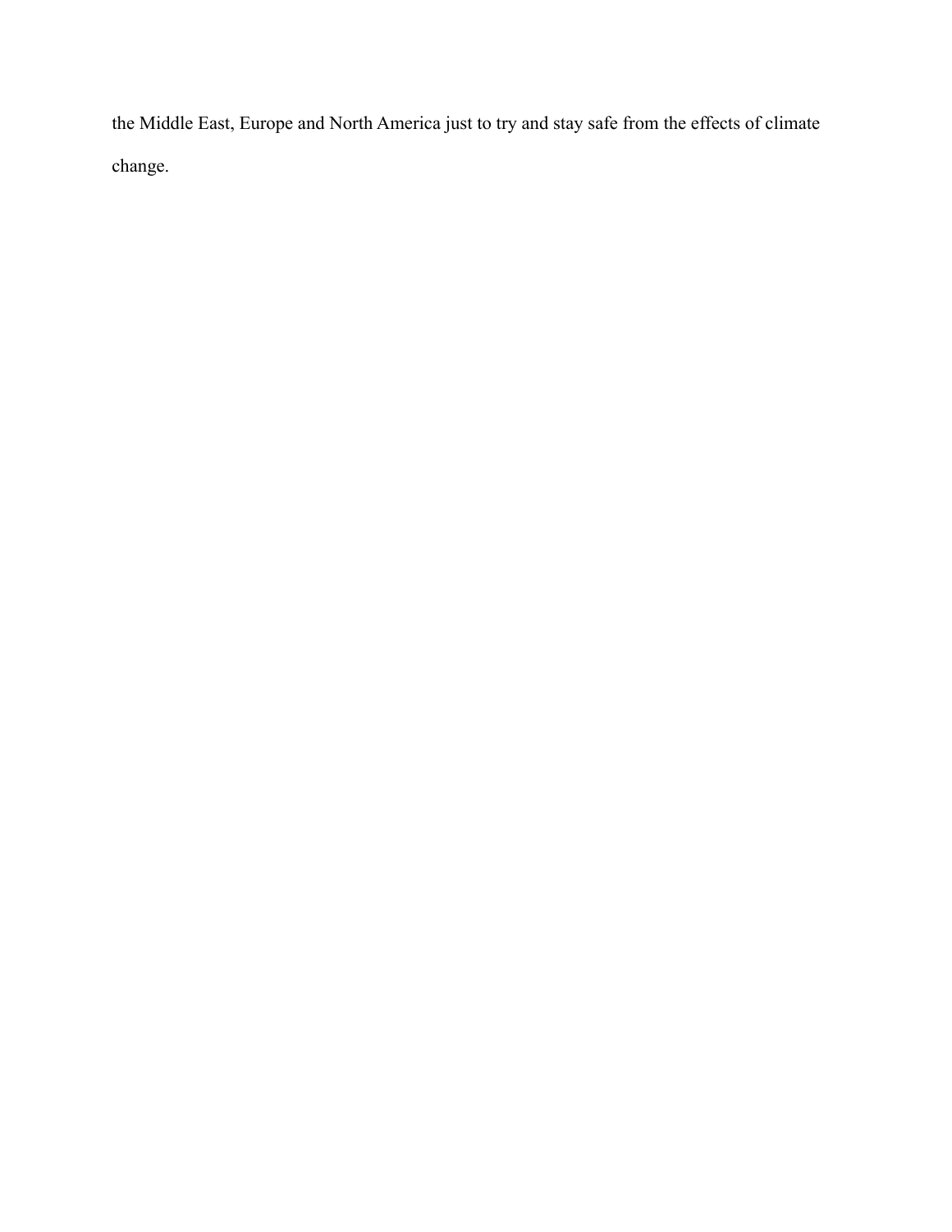the Middle East, Europe and North America just to try and stay safe from the effects of climate change.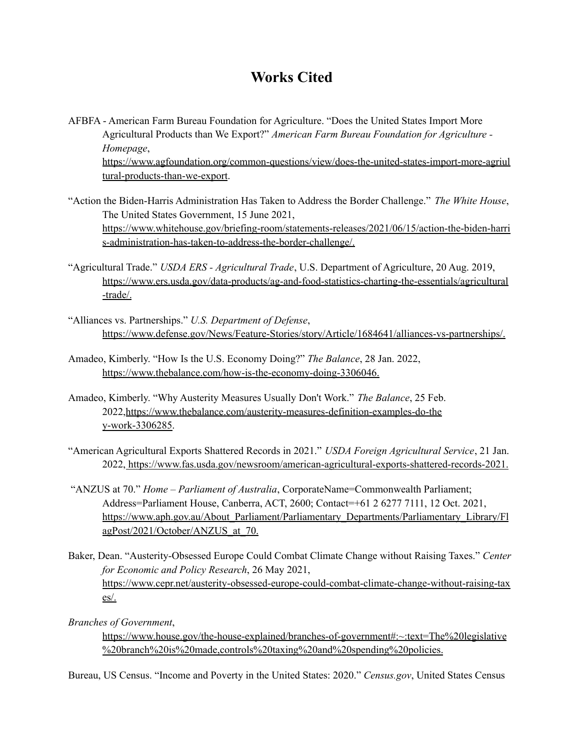# Works Cited

AFBFA - American Farm Bureau Foundation for Agriculture. "Does the United States Import More Agricultural Products than We Export?" *American Farm Bureau Foundation for Agriculture - Homepage*, https://www.agfoundation.org/common-questions/view/does-the-united-states-import-more-agriultural-products-than-we-export.

"Action the Biden-Harris Administration Has Taken to Address the Border Challenge." *The White House*, The United States Government, 15 June 2021, https://www.whitehouse.gov/briefing-room/statements-releases/2021/06/15/action-the-biden-harris-administration-has-taken-to-address-the-border-challenge/.

"Agricultural Trade." *USDA ERS - Agricultural Trade*, U.S. Department of Agriculture, 20 Aug. 2019, https://www.ers.usda.gov/data-products/ag-and-food-statistics-charting-the-essentials/agricultural-trade/.

"Alliances vs. Partnerships." *U.S. Department of Defense*, https://www.defense.gov/News/Feature-Stories/story/Article/1684641/alliances-vs-partnerships/.

Amadeo, Kimberly. "How Is the U.S. Economy Doing?" *The Balance*, 28 Jan. 2022, https://www.thebalance.com/how-is-the-economy-doing-3306046.

Amadeo, Kimberly. "Why Austerity Measures Usually Don't Work." *The Balance*, 25 Feb. 2022,https://www.thebalance.com/austerity-measures-definition-examples-do-they-work-3306285.

"American Agricultural Exports Shattered Records in 2021." *USDA Foreign Agricultural Service*, 21 Jan. 2022, https://www.fas.usda.gov/newsroom/american-agricultural-exports-shattered-records-2021.

"ANZUS at 70." *Home – Parliament of Australia*, CorporateName=Commonwealth Parliament; Address=Parliament House, Canberra, ACT, 2600; Contact=+61 2 6277 7111, 12 Oct. 2021, https://www.aph.gov.au/About_Parliament/Parliamentary_Departments/Parliamentary_Library/FlagPost/2021/October/ANZUS_at_70.

Baker, Dean. "Austerity-Obsessed Europe Could Combat Climate Change without Raising Taxes." *Center for Economic and Policy Research*, 26 May 2021, https://www.cepr.net/austerity-obsessed-europe-could-combat-climate-change-without-raising-taxes/.

*Branches of Government*, https://www.house.gov/the-house-explained/branches-of-government#:~:text=The%20legislative%20branch%20is%20made,controls%20taxing%20and%20spending%20policies.

Bureau, US Census. "Income and Poverty in the United States: 2020." *Census.gov*, United States Census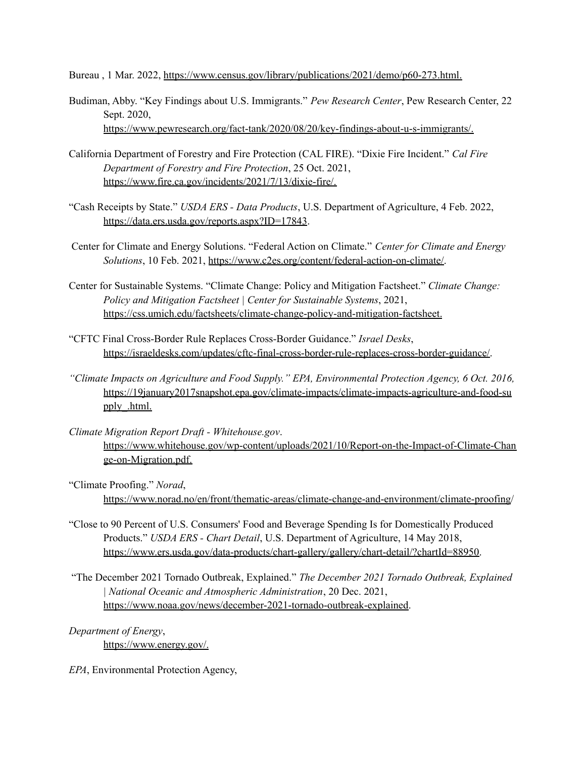Bureau , 1 Mar. 2022, https://www.census.gov/library/publications/2021/demo/p60-273.html.

Budiman, Abby. "Key Findings about U.S. Immigrants." *Pew Research Center*, Pew Research Center, 22 Sept. 2020, https://www.pewresearch.org/fact-tank/2020/08/20/key-findings-about-u-s-immigrants/.

California Department of Forestry and Fire Protection (CAL FIRE). "Dixie Fire Incident." *Cal Fire Department of Forestry and Fire Protection*, 25 Oct. 2021, https://www.fire.ca.gov/incidents/2021/7/13/dixie-fire/.

"Cash Receipts by State." *USDA ERS - Data Products*, U.S. Department of Agriculture, 4 Feb. 2022, https://data.ers.usda.gov/reports.aspx?ID=17843.

Center for Climate and Energy Solutions. "Federal Action on Climate." *Center for Climate and Energy Solutions*, 10 Feb. 2021, https://www.c2es.org/content/federal-action-on-climate/.

Center for Sustainable Systems. "Climate Change: Policy and Mitigation Factsheet." *Climate Change: Policy and Mitigation Factsheet | Center for Sustainable Systems*, 2021, https://css.umich.edu/factsheets/climate-change-policy-and-mitigation-factsheet.

"CFTC Final Cross-Border Rule Replaces Cross-Border Guidance." *Israel Desks*, https://israeldesks.com/updates/cftc-final-cross-border-rule-replaces-cross-border-guidance/.

*"Climate Impacts on Agriculture and Food Supply." EPA, Environmental Protection Agency, 6 Oct. 2016,* https://19january2017snapshot.epa.gov/climate-impacts/climate-impacts-agriculture-and-food-supply_.html.

*Climate Migration Report Draft - Whitehouse.gov*. https://www.whitehouse.gov/wp-content/uploads/2021/10/Report-on-the-Impact-of-Climate-Change-on-Migration.pdf.

"Climate Proofing." *Norad*, https://www.norad.no/en/front/thematic-areas/climate-change-and-environment/climate-proofing/

"Close to 90 Percent of U.S. Consumers' Food and Beverage Spending Is for Domestically Produced Products." *USDA ERS - Chart Detail*, U.S. Department of Agriculture, 14 May 2018, https://www.ers.usda.gov/data-products/chart-gallery/gallery/chart-detail/?chartId=88950.

"The December 2021 Tornado Outbreak, Explained." *The December 2021 Tornado Outbreak, Explained | National Oceanic and Atmospheric Administration*, 20 Dec. 2021, https://www.noaa.gov/news/december-2021-tornado-outbreak-explained.

*Department of Energy*, https://www.energy.gov/.

*EPA*, Environmental Protection Agency,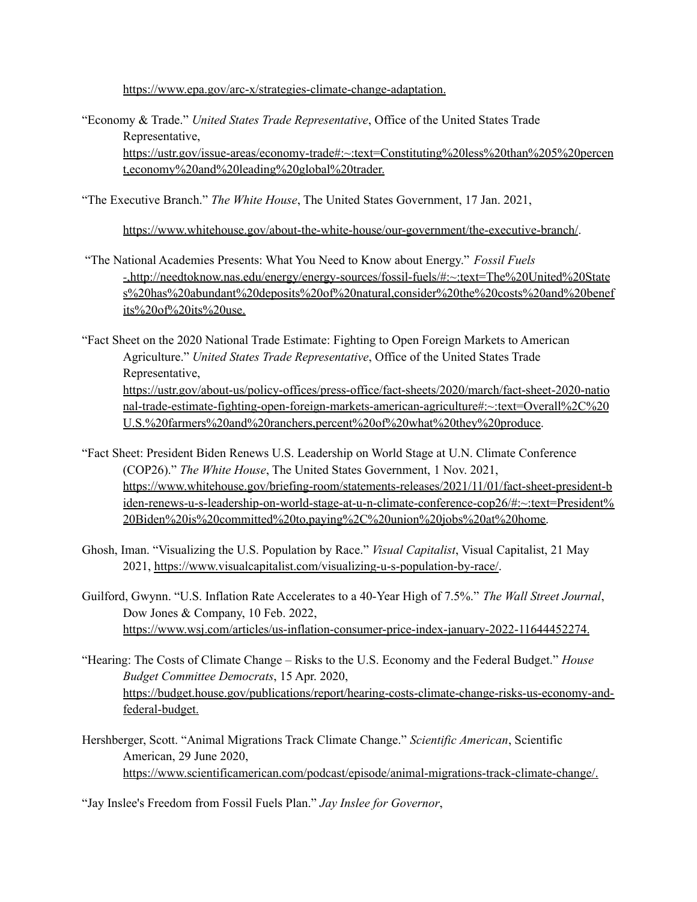https://www.epa.gov/arc-x/strategies-climate-change-adaptation.

"Economy & Trade." *United States Trade Representative*, Office of the United States Trade Representative, https://ustr.gov/issue-areas/economy-trade#:~:text=Constituting%20less%20than%205%20percent,economy%20and%20leading%20global%20trader.

"The Executive Branch." *The White House*, The United States Government, 17 Jan. 2021, https://www.whitehouse.gov/about-the-white-house/our-government/the-executive-branch/.

"The National Academies Presents: What You Need to Know about Energy." *Fossil Fuels -*,http://needtoknow.nas.edu/energy/energy-sources/fossil-fuels/#:~:text=The%20United%20States%20has%20abundant%20deposits%20of%20natural,consider%20the%20costs%20and%20benefits%20of%20its%20use.

"Fact Sheet on the 2020 National Trade Estimate: Fighting to Open Foreign Markets to American Agriculture." *United States Trade Representative*, Office of the United States Trade Representative, https://ustr.gov/about-us/policy-offices/press-office/fact-sheets/2020/march/fact-sheet-2020-national-trade-estimate-fighting-open-foreign-markets-american-agriculture#:~:text=Overall%2C%20U.S.%20farmers%20and%20ranchers,percent%20of%20what%20they%20produce.

"Fact Sheet: President Biden Renews U.S. Leadership on World Stage at U.N. Climate Conference (COP26)." *The White House*, The United States Government, 1 Nov. 2021, https://www.whitehouse.gov/briefing-room/statements-releases/2021/11/01/fact-sheet-president-biden-renews-u-s-leadership-on-world-stage-at-u-n-climate-conference-cop26/#:~:text=President%20Biden%20is%20committed%20to,paying%2C%20union%20jobs%20at%20home.

Ghosh, Iman. "Visualizing the U.S. Population by Race." *Visual Capitalist*, Visual Capitalist, 21 May 2021, https://www.visualcapitalist.com/visualizing-u-s-population-by-race/.

Guilford, Gwynn. "U.S. Inflation Rate Accelerates to a 40-Year High of 7.5%." *The Wall Street Journal*, Dow Jones & Company, 10 Feb. 2022, https://www.wsj.com/articles/us-inflation-consumer-price-index-january-2022-11644452274.

"Hearing: The Costs of Climate Change – Risks to the U.S. Economy and the Federal Budget." *House Budget Committee Democrats*, 15 Apr. 2020, https://budget.house.gov/publications/report/hearing-costs-climate-change-risks-us-economy-and-federal-budget.

Hershberger, Scott. "Animal Migrations Track Climate Change." *Scientific American*, Scientific American, 29 June 2020, https://www.scientificamerican.com/podcast/episode/animal-migrations-track-climate-change/.

"Jay Inslee's Freedom from Fossil Fuels Plan." *Jay Inslee for Governor*,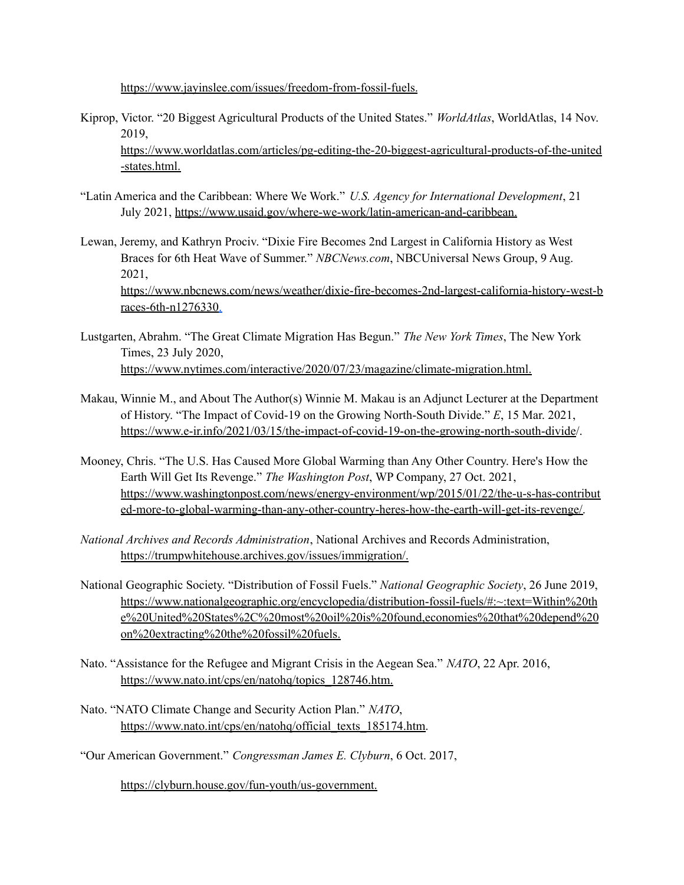https://www.jayinslee.com/issues/freedom-from-fossil-fuels.

Kiprop, Victor. "20 Biggest Agricultural Products of the United States." *WorldAtlas*, WorldAtlas, 14 Nov. 2019, https://www.worldatlas.com/articles/pg-editing-the-20-biggest-agricultural-products-of-the-united-states.html.

"Latin America and the Caribbean: Where We Work." *U.S. Agency for International Development*, 21 July 2021, https://www.usaid.gov/where-we-work/latin-american-and-caribbean.

Lewan, Jeremy, and Kathryn Prociv. "Dixie Fire Becomes 2nd Largest in California History as West Braces for 6th Heat Wave of Summer." *NBCNews.com*, NBCUniversal News Group, 9 Aug. 2021, https://www.nbcnews.com/news/weather/dixie-fire-becomes-2nd-largest-california-history-west-braces-6th-n1276330.

Lustgarten, Abrahm. "The Great Climate Migration Has Begun." *The New York Times*, The New York Times, 23 July 2020, https://www.nytimes.com/interactive/2020/07/23/magazine/climate-migration.html.

Makau, Winnie M., and About The Author(s) Winnie M. Makau is an Adjunct Lecturer at the Department of History. "The Impact of Covid-19 on the Growing North-South Divide." *E*, 15 Mar. 2021, https://www.e-ir.info/2021/03/15/the-impact-of-covid-19-on-the-growing-north-south-divide/.

Mooney, Chris. "The U.S. Has Caused More Global Warming than Any Other Country. Here's How the Earth Will Get Its Revenge." *The Washington Post*, WP Company, 27 Oct. 2021, https://www.washingtonpost.com/news/energy-environment/wp/2015/01/22/the-u-s-has-contributed-more-to-global-warming-than-any-other-country-heres-how-the-earth-will-get-its-revenge/.

*National Archives and Records Administration*, National Archives and Records Administration, https://trumpwhitehouse.archives.gov/issues/immigration/.

National Geographic Society. "Distribution of Fossil Fuels." *National Geographic Society*, 26 June 2019, https://www.nationalgeographic.org/encyclopedia/distribution-fossil-fuels/#:~:text=Within%20the%20United%20States%2C%20most%20oil%20is%20found,economies%20that%20depend%20on%20extracting%20the%20fossil%20fuels.

Nato. "Assistance for the Refugee and Migrant Crisis in the Aegean Sea." *NATO*, 22 Apr. 2016, https://www.nato.int/cps/en/natohq/topics_128746.htm.

Nato. "NATO Climate Change and Security Action Plan." *NATO*, https://www.nato.int/cps/en/natohq/official_texts_185174.htm.

"Our American Government." *Congressman James E. Clyburn*, 6 Oct. 2017,

https://clyburn.house.gov/fun-youth/us-government.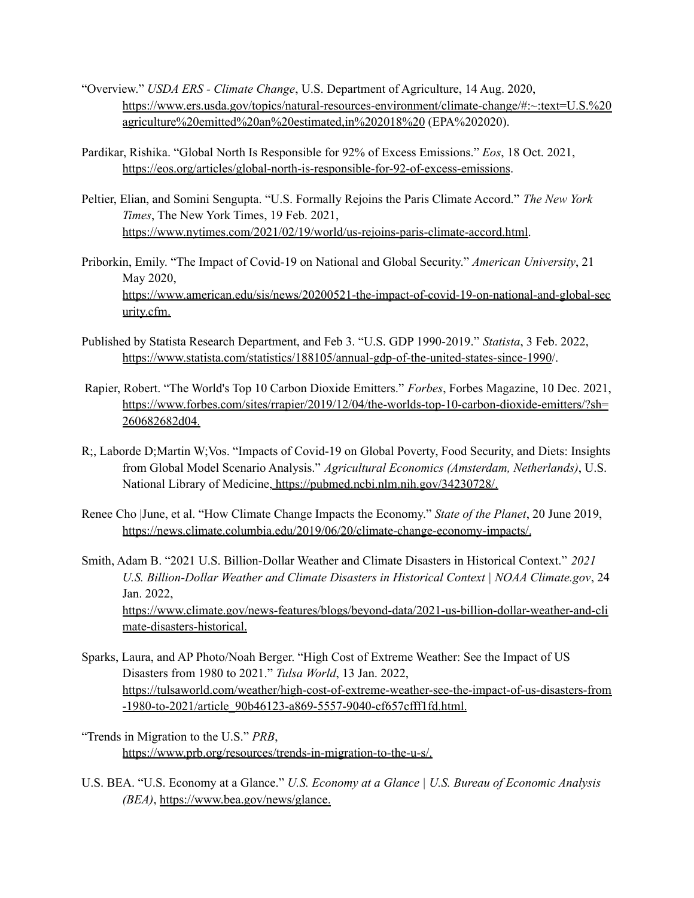“Overview.” *USDA ERS - Climate Change*, U.S. Department of Agriculture, 14 Aug. 2020, https://www.ers.usda.gov/topics/natural-resources-environment/climate-change/#:~:text=U.S.%20agriculture%20emitted%20an%20estimated,in%202018%20 (EPA%202020).

Pardikar, Rishika. “Global North Is Responsible for 92% of Excess Emissions.” *Eos*, 18 Oct. 2021, https://eos.org/articles/global-north-is-responsible-for-92-of-excess-emissions.

Peltier, Elian, and Somini Sengupta. “U.S. Formally Rejoins the Paris Climate Accord.” *The New York Times*, The New York Times, 19 Feb. 2021, https://www.nytimes.com/2021/02/19/world/us-rejoins-paris-climate-accord.html.

Priborkin, Emily. “The Impact of Covid-19 on National and Global Security.” *American University*, 21 May 2020, https://www.american.edu/sis/news/20200521-the-impact-of-covid-19-on-national-and-global-security.cfm.

Published by Statista Research Department, and Feb 3. “U.S. GDP 1990-2019.” *Statista*, 3 Feb. 2022, https://www.statista.com/statistics/188105/annual-gdp-of-the-united-states-since-1990/.

Rapier, Robert. “The World's Top 10 Carbon Dioxide Emitters.” *Forbes*, Forbes Magazine, 10 Dec. 2021, https://www.forbes.com/sites/rrapier/2019/12/04/the-worlds-top-10-carbon-dioxide-emitters/?sh=260682682d04.

R;, Laborde D;Martin W;Vos. “Impacts of Covid-19 on Global Poverty, Food Security, and Diets: Insights from Global Model Scenario Analysis.” *Agricultural Economics (Amsterdam, Netherlands)*, U.S. National Library of Medicine, https://pubmed.ncbi.nlm.nih.gov/34230728/.

Renee Cho |June, et al. “How Climate Change Impacts the Economy.” *State of the Planet*, 20 June 2019, https://news.climate.columbia.edu/2019/06/20/climate-change-economy-impacts/.

Smith, Adam B. “2021 U.S. Billion-Dollar Weather and Climate Disasters in Historical Context.” *2021 U.S. Billion-Dollar Weather and Climate Disasters in Historical Context | NOAA Climate.gov*, 24 Jan. 2022, https://www.climate.gov/news-features/blogs/beyond-data/2021-us-billion-dollar-weather-and-climate-disasters-historical.

Sparks, Laura, and AP Photo/Noah Berger. “High Cost of Extreme Weather: See the Impact of US Disasters from 1980 to 2021.” *Tulsa World*, 13 Jan. 2022, https://tulsaworld.com/weather/high-cost-of-extreme-weather-see-the-impact-of-us-disasters-from-1980-to-2021/article_90b46123-a869-5557-9040-cf657cfff1fd.html.

“Trends in Migration to the U.S.” *PRB*, https://www.prb.org/resources/trends-in-migration-to-the-u-s/.

U.S. BEA. “U.S. Economy at a Glance.” *U.S. Economy at a Glance | U.S. Bureau of Economic Analysis (BEA)*, https://www.bea.gov/news/glance.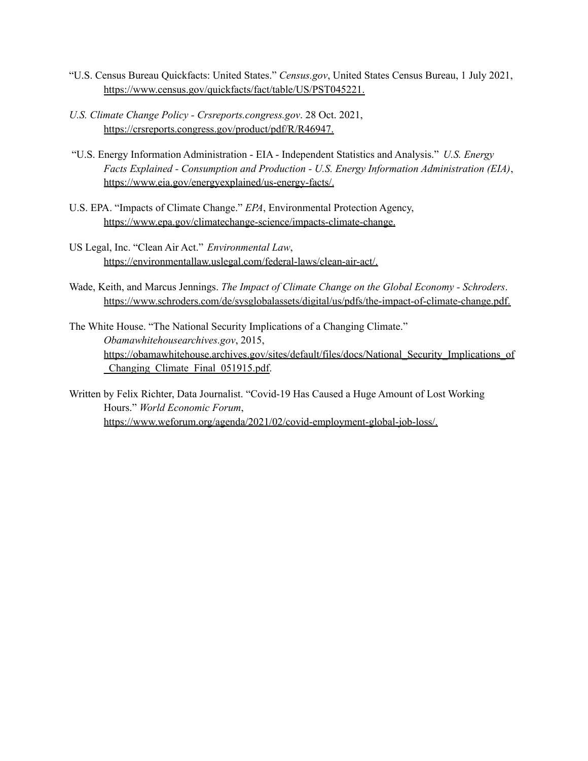"U.S. Census Bureau Quickfacts: United States." *Census.gov*, United States Census Bureau, 1 July 2021, https://www.census.gov/quickfacts/fact/table/US/PST045221.

*U.S. Climate Change Policy - Crsreports.congress.gov*. 28 Oct. 2021, https://crsreports.congress.gov/product/pdf/R/R46947.

"U.S. Energy Information Administration - EIA - Independent Statistics and Analysis." *U.S. Energy Facts Explained - Consumption and Production - U.S. Energy Information Administration (EIA)*, https://www.eia.gov/energyexplained/us-energy-facts/.

U.S. EPA. "Impacts of Climate Change." *EPA*, Environmental Protection Agency, https://www.epa.gov/climatechange-science/impacts-climate-change.

US Legal, Inc. "Clean Air Act." *Environmental Law*, https://environmentallaw.uslegal.com/federal-laws/clean-air-act/.

Wade, Keith, and Marcus Jennings. *The Impact of Climate Change on the Global Economy - Schroders*. https://www.schroders.com/de/sysglobalassets/digital/us/pdfs/the-impact-of-climate-change.pdf.

The White House. "The National Security Implications of a Changing Climate." *Obamawhitehousearchives.gov*, 2015, https://obamawhitehouse.archives.gov/sites/default/files/docs/National_Security_Implications_of_Changing_Climate_Final_051915.pdf.

Written by Felix Richter, Data Journalist. "Covid-19 Has Caused a Huge Amount of Lost Working Hours." *World Economic Forum*, https://www.weforum.org/agenda/2021/02/covid-employment-global-job-loss/.